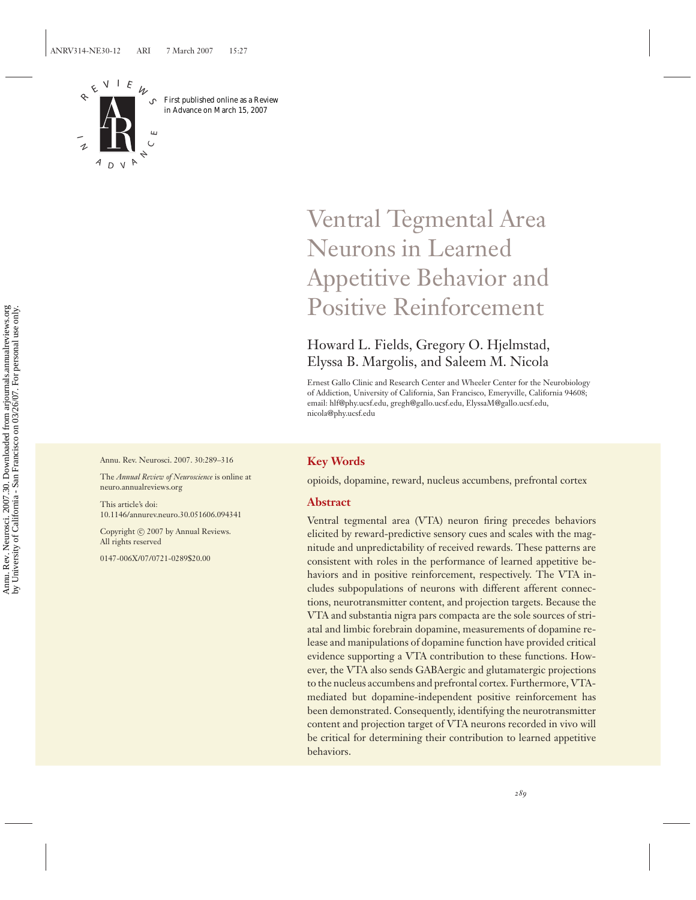First published online as a Review in Advance on March 15, 2007

# Ventral Tegmental Area Neurons in Learned Appetitive Behavior and Positive Reinforcement

Howard L. Fields, Gregory O. Hjelmstad, Elyssa B. Margolis, and Saleem M. Nicola

Ernest Gallo Clinic and Research Center and Wheeler Center for the Neurobiology of Addiction, University of California, San Francisco, Emeryville, California 94608; email: hlf@phy.ucsf.edu, gregh@gallo.ucsf.edu, ElyssaM@gallo.ucsf.edu, nicola@phy.ucsf.edu

Annu. Rev. Neurosci. 2007. 30:289–316

The *Annual Review of Neuroscience* is online at neuro.annualreviews.org

This article's doi:
10.1146/annurev.neuro.30.051606.094341

Copyright © 2007 by Annual Reviews.
All rights reserved

0147-006X/07/0721-0289$20.00

## Key Words

opioids, dopamine, reward, nucleus accumbens, prefrontal cortex

## Abstract

Ventral tegmental area (VTA) neuron firing precedes behaviors elicited by reward-predictive sensory cues and scales with the magnitude and unpredictability of received rewards. These patterns are consistent with roles in the performance of learned appetitive behaviors and in positive reinforcement, respectively. The VTA includes subpopulations of neurons with different afferent connections, neurotransmitter content, and projection targets. Because the VTA and substantia nigra pars compacta are the sole sources of striatal and limbic forebrain dopamine, measurements of dopamine release and manipulations of dopamine function have provided critical evidence supporting a VTA contribution to these functions. However, the VTA also sends GABAergic and glutamatergic projections to the nucleus accumbens and prefrontal cortex. Furthermore, VTA-mediated but dopamine-independent positive reinforcement has been demonstrated. Consequently, identifying the neurotransmitter content and projection target of VTA neurons recorded in vivo will be critical for determining their contribution to learned appetitive behaviors.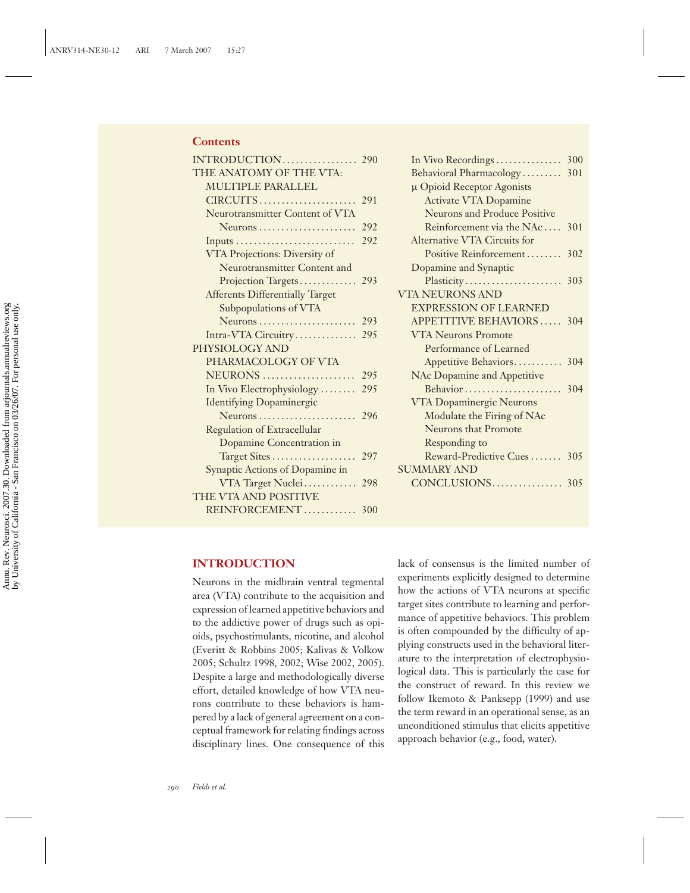## Contents

- INTRODUCTION ..... 290
- THE ANATOMY OF THE VTA: MULTIPLE PARALLEL CIRCUITS ..... 291
  - Neurotransmitter Content of VTA Neurons ..... 292
  - Inputs ..... 292
  - VTA Projections: Diversity of Neurotransmitter Content and Projection Targets ..... 293
  - Afferents Differentially Target Subpopulations of VTA Neurons ..... 293
  - Intra-VTA Circuitry ..... 295
- PHYSIOLOGY AND PHARMACOLOGY OF VTA NEURONS ..... 295
  - In Vivo Electrophysiology ..... 295
  - Identifying Dopaminergic Neurons ..... 296
  - Regulation of Extracellular Dopamine Concentration in Target Sites ..... 297
  - Synaptic Actions of Dopamine in VTA Target Nuclei ..... 298
- THE VTA AND POSITIVE REINFORCEMENT ..... 300
  - In Vivo Recordings ..... 300
  - Behavioral Pharmacology ..... 301
  - μ Opioid Receptor Agonists Activate VTA Dopamine Neurons and Produce Positive Reinforcement via the NAc ..... 301
  - Alternative VTA Circuits for Positive Reinforcement ..... 302
  - Dopamine and Synaptic Plasticity ..... 303
- VTA NEURONS AND EXPRESSION OF LEARNED APPETITIVE BEHAVIORS ..... 304
  - VTA Neurons Promote Performance of Learned Appetitive Behaviors ..... 304
  - NAc Dopamine and Appetitive Behavior ..... 304
  - VTA Dopaminergic Neurons Modulate the Firing of NAc Neurons that Promote Responding to Reward-Predictive Cues ..... 305
- SUMMARY AND CONCLUSIONS ..... 305

## INTRODUCTION

Neurons in the midbrain ventral tegmental area (VTA) contribute to the acquisition and expression of learned appetitive behaviors and to the addictive power of drugs such as opioids, psychostimulants, nicotine, and alcohol (Everitt & Robbins 2005; Kalivas & Volkow 2005; Schultz 1998, 2002; Wise 2002, 2005). Despite a large and methodologically diverse effort, detailed knowledge of how VTA neurons contribute to these behaviors is hampered by a lack of general agreement on a conceptual framework for relating findings across disciplinary lines. One consequence of this lack of consensus is the limited number of experiments explicitly designed to determine how the actions of VTA neurons at specific target sites contribute to learning and performance of appetitive behaviors. This problem is often compounded by the difficulty of applying constructs used in the behavioral literature to the interpretation of electrophysiological data. This is particularly the case for the construct of reward. In this review we follow Ikemoto & Panksepp (1999) and use the term reward in an operational sense, as an unconditioned stimulus that elicits appetitive approach behavior (e.g., food, water).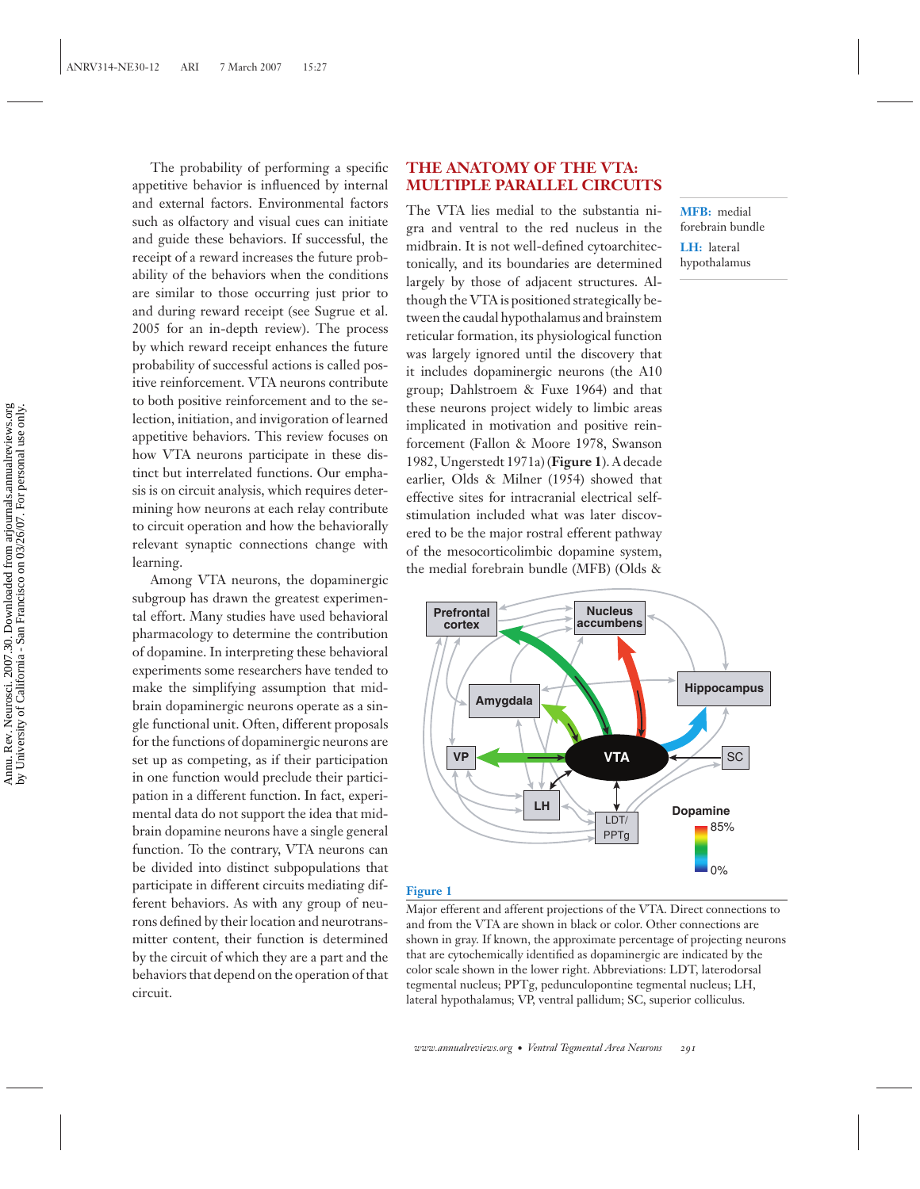The probability of performing a specific appetitive behavior is influenced by internal and external factors. Environmental factors such as olfactory and visual cues can initiate and guide these behaviors. If successful, the receipt of a reward increases the future probability of the behaviors when the conditions are similar to those occurring just prior to and during reward receipt (see Sugrue et al. 2005 for an in-depth review). The process by which reward receipt enhances the future probability of successful actions is called positive reinforcement. VTA neurons contribute to both positive reinforcement and to the selection, initiation, and invigoration of learned appetitive behaviors. This review focuses on how VTA neurons participate in these distinct but interrelated functions. Our emphasis is on circuit analysis, which requires determining how neurons at each relay contribute to circuit operation and how the behaviorally relevant synaptic connections change with learning.

Among VTA neurons, the dopaminergic subgroup has drawn the greatest experimental effort. Many studies have used behavioral pharmacology to determine the contribution of dopamine. In interpreting these behavioral experiments some researchers have tended to make the simplifying assumption that midbrain dopaminergic neurons operate as a single functional unit. Often, different proposals for the functions of dopaminergic neurons are set up as competing, as if their participation in one function would preclude their participation in a different function. In fact, experimental data do not support the idea that midbrain dopamine neurons have a single general function. To the contrary, VTA neurons can be divided into distinct subpopulations that participate in different circuits mediating different behaviors. As with any group of neurons defined by their location and neurotransmitter content, their function is determined by the circuit of which they are a part and the behaviors that depend on the operation of that circuit.

## THE ANATOMY OF THE VTA: MULTIPLE PARALLEL CIRCUITS

**MFB:** medial forebrain bundle

**LH:** lateral hypothalamus

The VTA lies medial to the substantia nigra and ventral to the red nucleus in the midbrain. It is not well-defined cytoarchitectonically, and its boundaries are determined largely by those of adjacent structures. Although the VTA is positioned strategically between the caudal hypothalamus and brainstem reticular formation, its physiological function was largely ignored until the discovery that it includes dopaminergic neurons (the A10 group; Dahlstroem & Fuxe 1964) and that these neurons project widely to limbic areas implicated in motivation and positive reinforcement (Fallon & Moore 1978, Swanson 1982, Ungerstedt 1971a) (**Figure 1**). A decade earlier, Olds & Milner (1954) showed that effective sites for intracranial electrical self-stimulation included what was later discovered to be the major rostral efferent pathway of the mesocorticolimbic dopamine system, the medial forebrain bundle (MFB) (Olds &

**Figure 1**

Major efferent and afferent projections of the VTA. Direct connections to and from the VTA are shown in black or color. Other connections are shown in gray. If known, the approximate percentage of projecting neurons that are cytochemically identified as dopaminergic are indicated by the color scale shown in the lower right. Abbreviations: LDT, laterodorsal tegmental nucleus; PPTg, pedunculopontine tegmental nucleus; LH, lateral hypothalamus; VP, ventral pallidum; SC, superior colliculus.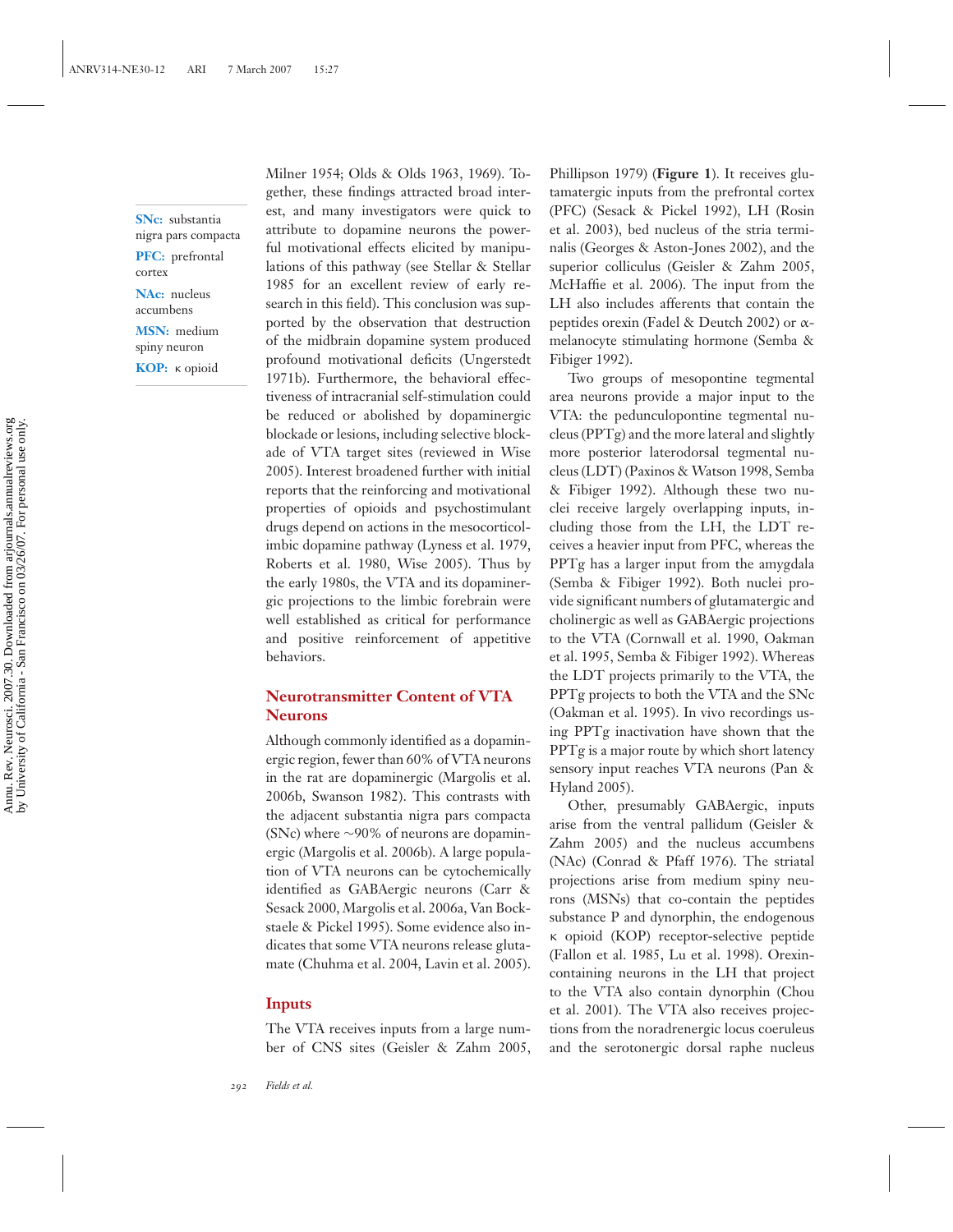Milner 1954; Olds & Olds 1963, 1969). Together, these findings attracted broad interest, and many investigators were quick to attribute to dopamine neurons the powerful motivational effects elicited by manipulations of this pathway (see Stellar & Stellar 1985 for an excellent review of early research in this field). This conclusion was supported by the observation that destruction of the midbrain dopamine system produced profound motivational deficits (Ungerstedt 1971b). Furthermore, the behavioral effectiveness of intracranial self-stimulation could be reduced or abolished by dopaminergic blockade or lesions, including selective blockade of VTA target sites (reviewed in Wise 2005). Interest broadened further with initial reports that the reinforcing and motivational properties of opioids and psychostimulant drugs depend on actions in the mesocorticolimbic dopamine pathway (Lyness et al. 1979, Roberts et al. 1980, Wise 2005). Thus by the early 1980s, the VTA and its dopaminergic projections to the limbic forebrain were well established as critical for performance and positive reinforcement of appetitive behaviors.

**SNc:** substantia nigra pars compacta

**PFC:** prefrontal cortex

**NAc:** nucleus accumbens

**MSN:** medium spiny neuron

**KOP:** κ opioid

## Neurotransmitter Content of VTA Neurons

Although commonly identified as a dopaminergic region, fewer than 60% of VTA neurons in the rat are dopaminergic (Margolis et al. 2006b, Swanson 1982). This contrasts with the adjacent substantia nigra pars compacta (SNc) where ~90% of neurons are dopaminergic (Margolis et al. 2006b). A large population of VTA neurons can be cytochemically identified as GABAergic neurons (Carr & Sesack 2000, Margolis et al. 2006a, Van Bockstaele & Pickel 1995). Some evidence also indicates that some VTA neurons release glutamate (Chuhma et al. 2004, Lavin et al. 2005).

## Inputs

The VTA receives inputs from a large number of CNS sites (Geisler & Zahm 2005, Phillipson 1979) (**Figure 1**). It receives glutamatergic inputs from the prefrontal cortex (PFC) (Sesack & Pickel 1992), LH (Rosin et al. 2003), bed nucleus of the stria terminalis (Georges & Aston-Jones 2002), and the superior colliculus (Geisler & Zahm 2005, McHaffie et al. 2006). The input from the LH also includes afferents that contain the peptides orexin (Fadel & Deutch 2002) or α-melanocyte stimulating hormone (Semba & Fibiger 1992).

Two groups of mesopontine tegmental area neurons provide a major input to the VTA: the pedunculopontine tegmental nucleus (PPTg) and the more lateral and slightly more posterior laterodorsal tegmental nucleus (LDT) (Paxinos & Watson 1998, Semba & Fibiger 1992). Although these two nuclei receive largely overlapping inputs, including those from the LH, the LDT receives a heavier input from PFC, whereas the PPTg has a larger input from the amygdala (Semba & Fibiger 1992). Both nuclei provide significant numbers of glutamatergic and cholinergic as well as GABAergic projections to the VTA (Cornwall et al. 1990, Oakman et al. 1995, Semba & Fibiger 1992). Whereas the LDT projects primarily to the VTA, the PPTg projects to both the VTA and the SNc (Oakman et al. 1995). In vivo recordings using PPTg inactivation have shown that the PPTg is a major route by which short latency sensory input reaches VTA neurons (Pan & Hyland 2005).

Other, presumably GABAergic, inputs arise from the ventral pallidum (Geisler & Zahm 2005) and the nucleus accumbens (NAc) (Conrad & Pfaff 1976). The striatal projections arise from medium spiny neurons (MSNs) that co-contain the peptides substance P and dynorphin, the endogenous κ opioid (KOP) receptor-selective peptide (Fallon et al. 1985, Lu et al. 1998). Orexin-containing neurons in the LH that project to the VTA also contain dynorphin (Chou et al. 2001). The VTA also receives projections from the noradrenergic locus coeruleus and the serotonergic dorsal raphe nucleus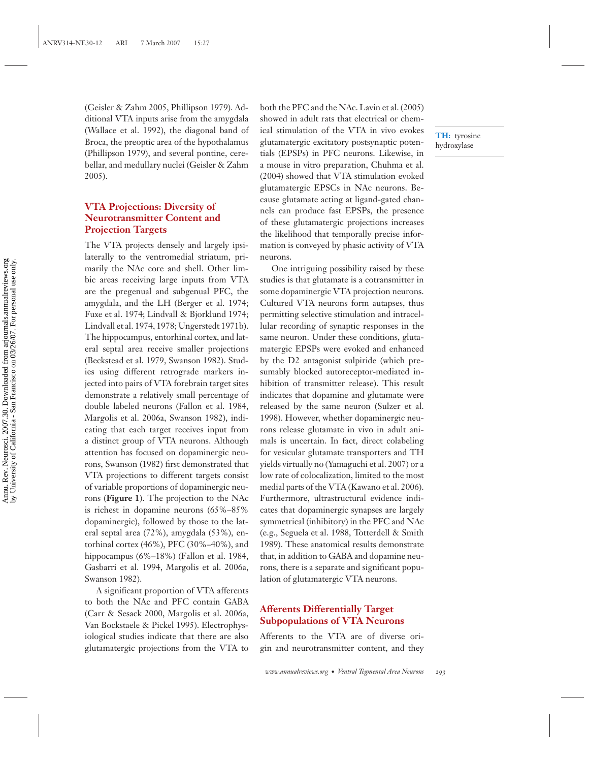(Geisler & Zahm 2005, Phillipson 1979). Additional VTA inputs arise from the amygdala (Wallace et al. 1992), the diagonal band of Broca, the preoptic area of the hypothalamus (Phillipson 1979), and several pontine, cerebellar, and medullary nuclei (Geisler & Zahm 2005).

## VTA Projections: Diversity of Neurotransmitter Content and Projection Targets

The VTA projects densely and largely ipsilaterally to the ventromedial striatum, primarily the NAc core and shell. Other limbic areas receiving large inputs from VTA are the pregenual and subgenual PFC, the amygdala, and the LH (Berger et al. 1974; Fuxe et al. 1974; Lindvall & Bjorklund 1974; Lindvall et al. 1974, 1978; Ungerstedt 1971b). The hippocampus, entorhinal cortex, and lateral septal area receive smaller projections (Beckstead et al. 1979, Swanson 1982). Studies using different retrograde markers injected into pairs of VTA forebrain target sites demonstrate a relatively small percentage of double labeled neurons (Fallon et al. 1984, Margolis et al. 2006a, Swanson 1982), indicating that each target receives input from a distinct group of VTA neurons. Although attention has focused on dopaminergic neurons, Swanson (1982) first demonstrated that VTA projections to different targets consist of variable proportions of dopaminergic neurons (**Figure 1**). The projection to the NAc is richest in dopamine neurons (65%–85% dopaminergic), followed by those to the lateral septal area (72%), amygdala (53%), entorhinal cortex (46%), PFC (30%–40%), and hippocampus (6%–18%) (Fallon et al. 1984, Gasbarri et al. 1994, Margolis et al. 2006a, Swanson 1982).

A significant proportion of VTA afferents to both the NAc and PFC contain GABA (Carr & Sesack 2000, Margolis et al. 2006a, Van Bockstaele & Pickel 1995). Electrophysiological studies indicate that there are also glutamatergic projections from the VTA to both the PFC and the NAc. Lavin et al. (2005) showed in adult rats that electrical or chemical stimulation of the VTA in vivo evokes glutamatergic excitatory postsynaptic potentials (EPSPs) in PFC neurons. Likewise, in a mouse in vitro preparation, Chuhma et al. (2004) showed that VTA stimulation evoked glutamatergic EPSCs in NAc neurons. Because glutamate acting at ligand-gated channels can produce fast EPSPs, the presence of these glutamatergic projections increases the likelihood that temporally precise information is conveyed by phasic activity of VTA neurons.

**TH:** tyrosine hydroxylase

One intriguing possibility raised by these studies is that glutamate is a cotransmitter in some dopaminergic VTA projection neurons. Cultured VTA neurons form autapses, thus permitting selective stimulation and intracellular recording of synaptic responses in the same neuron. Under these conditions, glutamatergic EPSPs were evoked and enhanced by the D2 antagonist sulpiride (which presumably blocked autoreceptor-mediated inhibition of transmitter release). This result indicates that dopamine and glutamate were released by the same neuron (Sulzer et al. 1998). However, whether dopaminergic neurons release glutamate in vivo in adult animals is uncertain. In fact, direct colabeling for vesicular glutamate transporters and TH yields virtually no (Yamaguchi et al. 2007) or a low rate of colocalization, limited to the most medial parts of the VTA (Kawano et al. 2006). Furthermore, ultrastructural evidence indicates that dopaminergic synapses are largely symmetrical (inhibitory) in the PFC and NAc (e.g., Seguela et al. 1988, Totterdell & Smith 1989). These anatomical results demonstrate that, in addition to GABA and dopamine neurons, there is a separate and significant population of glutamatergic VTA neurons.

## Afferents Differentially Target Subpopulations of VTA Neurons

Afferents to the VTA are of diverse origin and neurotransmitter content, and they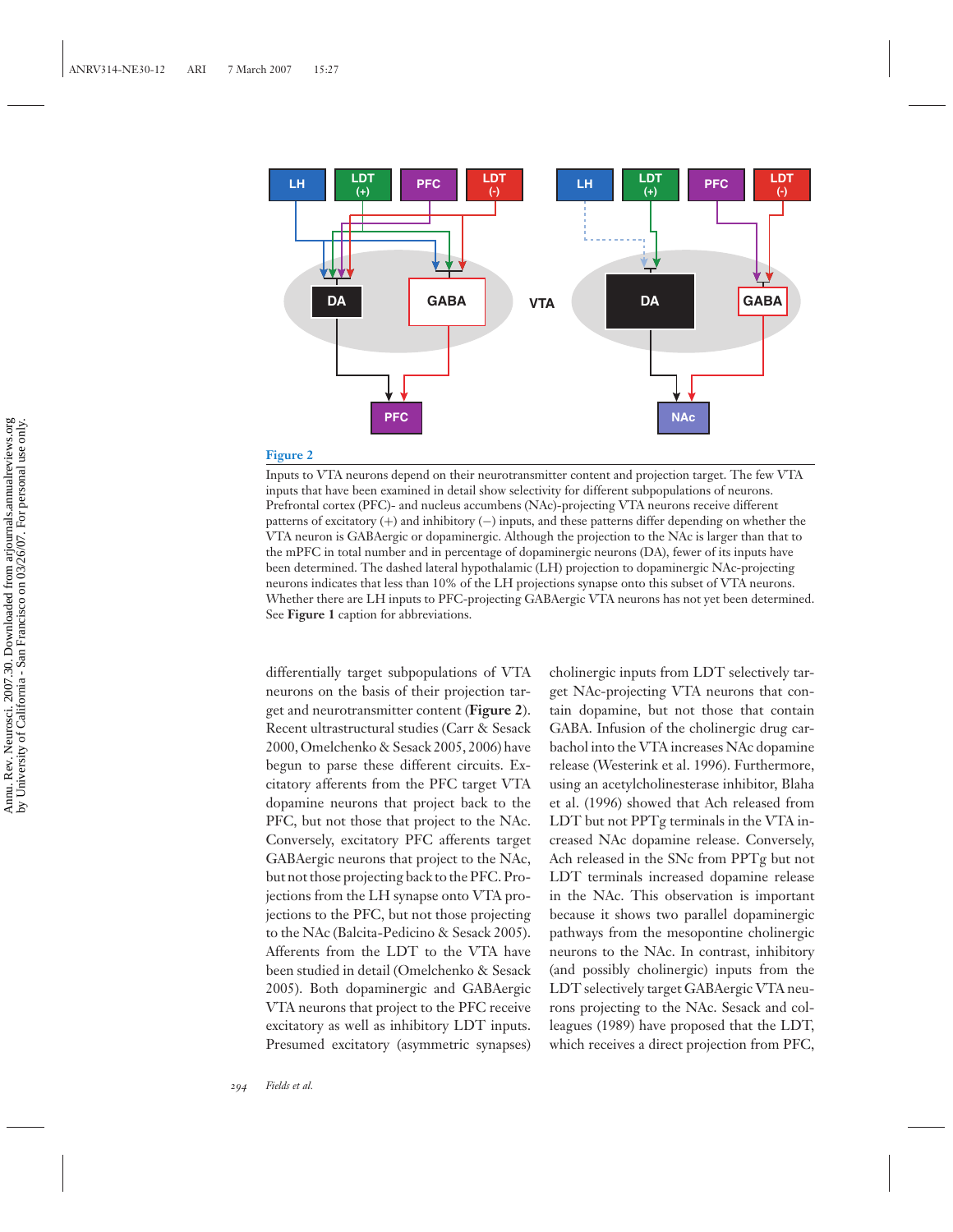**Figure 2**

Inputs to VTA neurons depend on their neurotransmitter content and projection target. The few VTA inputs that have been examined in detail show selectivity for different subpopulations of neurons. Prefrontal cortex (PFC)- and nucleus accumbens (NAc)-projecting VTA neurons receive different patterns of excitatory (+) and inhibitory (−) inputs, and these patterns differ depending on whether the VTA neuron is GABAergic or dopaminergic. Although the projection to the NAc is larger than that to the mPFC in total number and in percentage of dopaminergic neurons (DA), fewer of its inputs have been determined. The dashed lateral hypothalamic (LH) projection to dopaminergic NAc-projecting neurons indicates that less than 10% of the LH projections synapse onto this subset of VTA neurons. Whether there are LH inputs to PFC-projecting GABAergic VTA neurons has not yet been determined. See **Figure 1** caption for abbreviations.

differentially target subpopulations of VTA neurons on the basis of their projection target and neurotransmitter content (**Figure 2**). Recent ultrastructural studies (Carr & Sesack 2000, Omelchenko & Sesack 2005, 2006) have begun to parse these different circuits. Excitatory afferents from the PFC target VTA dopamine neurons that project back to the PFC, but not those that project to the NAc. Conversely, excitatory PFC afferents target GABAergic neurons that project to the NAc, but not those projecting back to the PFC. Projections from the LH synapse onto VTA projections to the PFC, but not those projecting to the NAc (Balcita-Pedicino & Sesack 2005). Afferents from the LDT to the VTA have been studied in detail (Omelchenko & Sesack 2005). Both dopaminergic and GABAergic VTA neurons that project to the PFC receive excitatory as well as inhibitory LDT inputs. Presumed excitatory (asymmetric synapses) cholinergic inputs from LDT selectively target NAc-projecting VTA neurons that contain dopamine, but not those that contain GABA. Infusion of the cholinergic drug carbachol into the VTA increases NAc dopamine release (Westerink et al. 1996). Furthermore, using an acetylcholinesterase inhibitor, Blaha et al. (1996) showed that Ach released from LDT but not PPTg terminals in the VTA increased NAc dopamine release. Conversely, Ach released in the SNc from PPTg but not LDT terminals increased dopamine release in the NAc. This observation is important because it shows two parallel dopaminergic pathways from the mesopontine cholinergic neurons to the NAc. In contrast, inhibitory (and possibly cholinergic) inputs from the LDT selectively target GABAergic VTA neurons projecting to the NAc. Sesack and colleagues (1989) have proposed that the LDT, which receives a direct projection from PFC,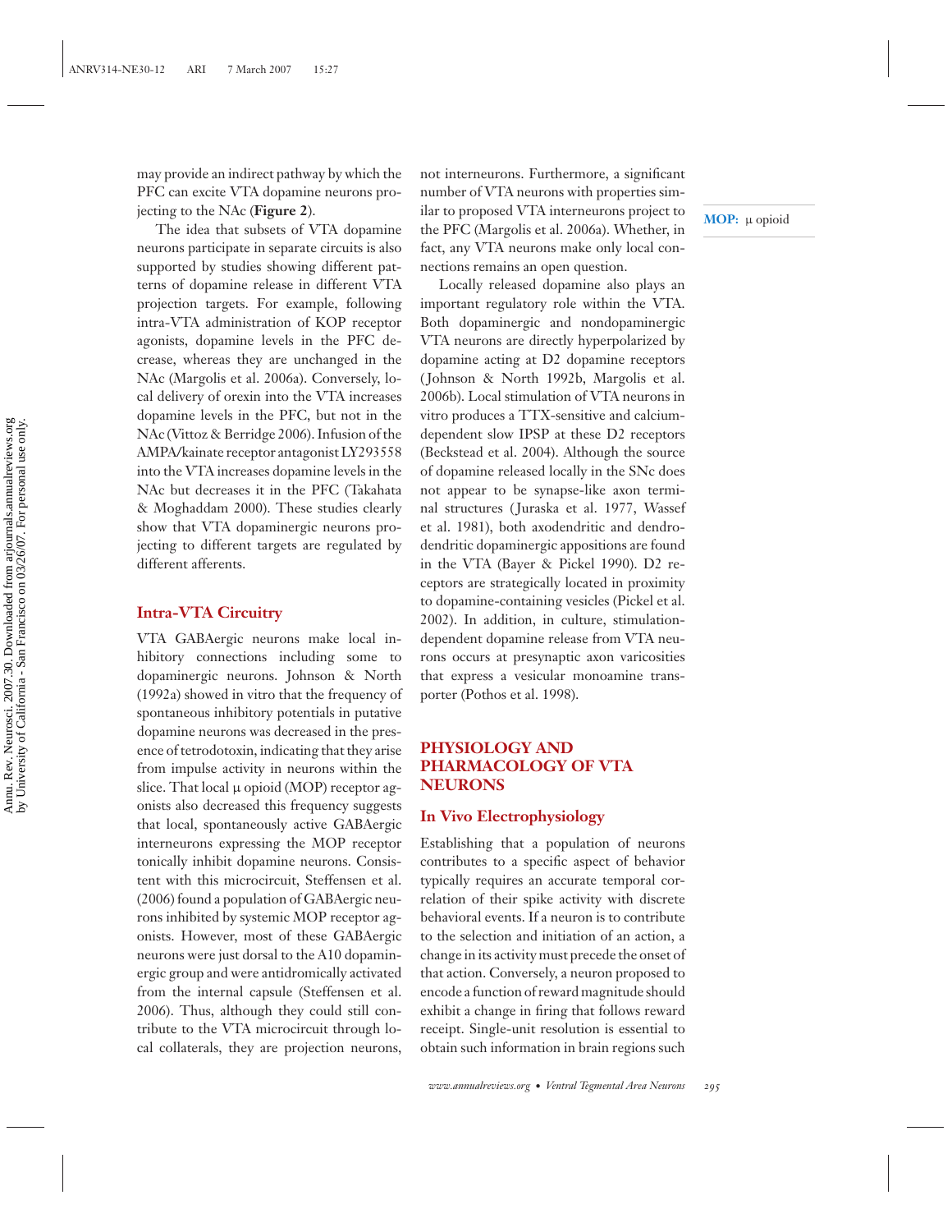may provide an indirect pathway by which the PFC can excite VTA dopamine neurons projecting to the NAc (**Figure 2**).

The idea that subsets of VTA dopamine neurons participate in separate circuits is also supported by studies showing different patterns of dopamine release in different VTA projection targets. For example, following intra-VTA administration of KOP receptor agonists, dopamine levels in the PFC decrease, whereas they are unchanged in the NAc (Margolis et al. 2006a). Conversely, local delivery of orexin into the VTA increases dopamine levels in the PFC, but not in the NAc (Vittoz & Berridge 2006). Infusion of the AMPA/kainate receptor antagonist LY293558 into the VTA increases dopamine levels in the NAc but decreases it in the PFC (Takahata & Moghaddam 2000). These studies clearly show that VTA dopaminergic neurons projecting to different targets are regulated by different afferents.

## Intra-VTA Circuitry

VTA GABAergic neurons make local inhibitory connections including some to dopaminergic neurons. Johnson & North (1992a) showed in vitro that the frequency of spontaneous inhibitory potentials in putative dopamine neurons was decreased in the presence of tetrodotoxin, indicating that they arise from impulse activity in neurons within the slice. That local μ opioid (MOP) receptor agonists also decreased this frequency suggests that local, spontaneously active GABAergic interneurons expressing the MOP receptor tonically inhibit dopamine neurons. Consistent with this microcircuit, Steffensen et al. (2006) found a population of GABAergic neurons inhibited by systemic MOP receptor agonists. However, most of these GABAergic neurons were just dorsal to the A10 dopaminergic group and were antidromically activated from the internal capsule (Steffensen et al. 2006). Thus, although they could still contribute to the VTA microcircuit through local collaterals, they are projection neurons, not interneurons. Furthermore, a significant number of VTA neurons with properties similar to proposed VTA interneurons project to the PFC (Margolis et al. 2006a). Whether, in fact, any VTA neurons make only local connections remains an open question.

**MOP:** μ opioid

Locally released dopamine also plays an important regulatory role within the VTA. Both dopaminergic and nondopaminergic VTA neurons are directly hyperpolarized by dopamine acting at D2 dopamine receptors (Johnson & North 1992b, Margolis et al. 2006b). Local stimulation of VTA neurons in vitro produces a TTX-sensitive and calcium-dependent slow IPSP at these D2 receptors (Beckstead et al. 2004). Although the source of dopamine released locally in the SNc does not appear to be synapse-like axon terminal structures (Juraska et al. 1977, Wassef et al. 1981), both axodendritic and dendrodendritic dopaminergic appositions are found in the VTA (Bayer & Pickel 1990). D2 receptors are strategically located in proximity to dopamine-containing vesicles (Pickel et al. 2002). In addition, in culture, stimulation-dependent dopamine release from VTA neurons occurs at presynaptic axon varicosities that express a vesicular monoamine transporter (Pothos et al. 1998).

# PHYSIOLOGY AND PHARMACOLOGY OF VTA NEURONS

## In Vivo Electrophysiology

Establishing that a population of neurons contributes to a specific aspect of behavior typically requires an accurate temporal correlation of their spike activity with discrete behavioral events. If a neuron is to contribute to the selection and initiation of an action, a change in its activity must precede the onset of that action. Conversely, a neuron proposed to encode a function of reward magnitude should exhibit a change in firing that follows reward receipt. Single-unit resolution is essential to obtain such information in brain regions such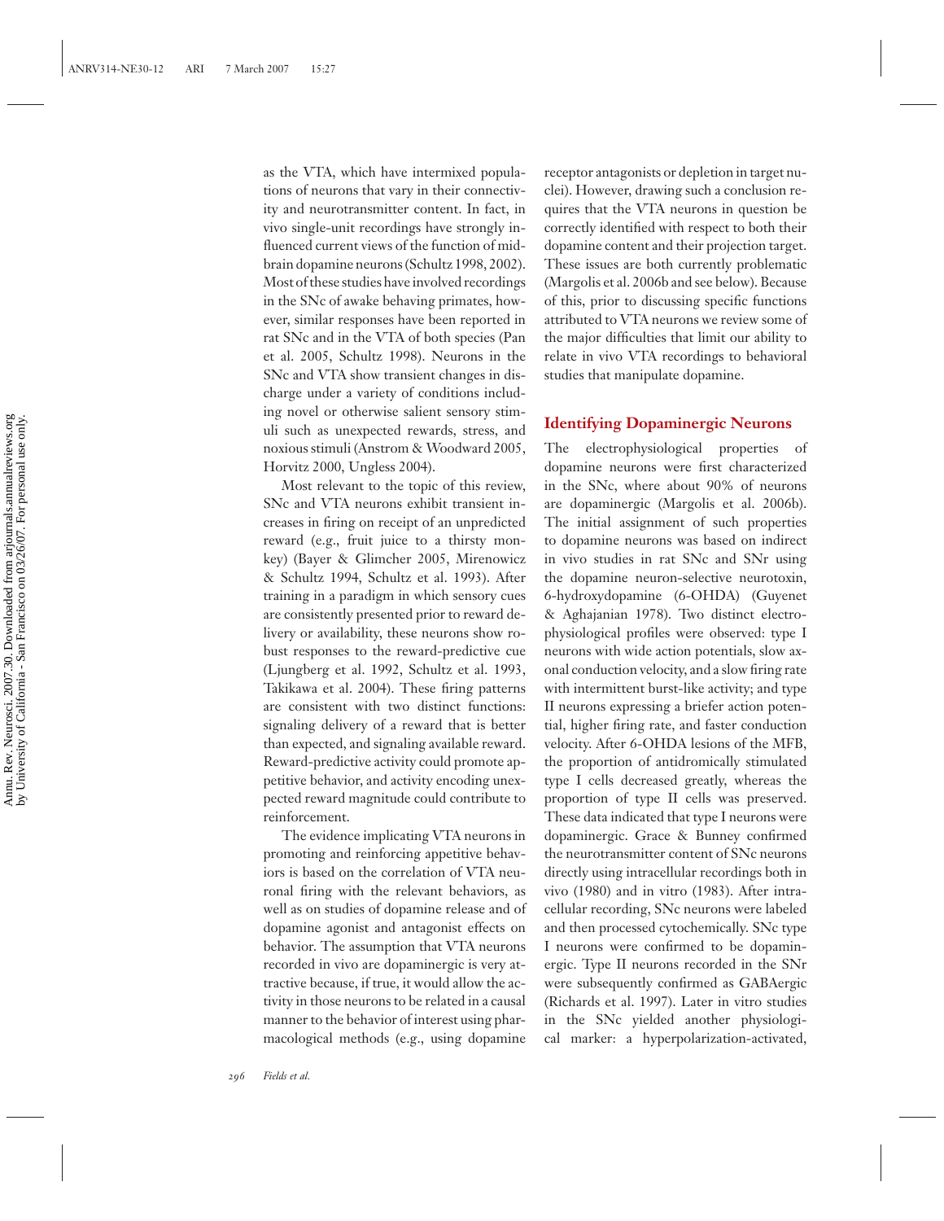as the VTA, which have intermixed populations of neurons that vary in their connectivity and neurotransmitter content. In fact, in vivo single-unit recordings have strongly influenced current views of the function of midbrain dopamine neurons (Schultz 1998, 2002). Most of these studies have involved recordings in the SNc of awake behaving primates, however, similar responses have been reported in rat SNc and in the VTA of both species (Pan et al. 2005, Schultz 1998). Neurons in the SNc and VTA show transient changes in discharge under a variety of conditions including novel or otherwise salient sensory stimuli such as unexpected rewards, stress, and noxious stimuli (Anstrom & Woodward 2005, Horvitz 2000, Ungless 2004).

Most relevant to the topic of this review, SNc and VTA neurons exhibit transient increases in firing on receipt of an unpredicted reward (e.g., fruit juice to a thirsty monkey) (Bayer & Glimcher 2005, Mirenowicz & Schultz 1994, Schultz et al. 1993). After training in a paradigm in which sensory cues are consistently presented prior to reward delivery or availability, these neurons show robust responses to the reward-predictive cue (Ljungberg et al. 1992, Schultz et al. 1993, Takikawa et al. 2004). These firing patterns are consistent with two distinct functions: signaling delivery of a reward that is better than expected, and signaling available reward. Reward-predictive activity could promote appetitive behavior, and activity encoding unexpected reward magnitude could contribute to reinforcement.

The evidence implicating VTA neurons in promoting and reinforcing appetitive behaviors is based on the correlation of VTA neuronal firing with the relevant behaviors, as well as on studies of dopamine release and of dopamine agonist and antagonist effects on behavior. The assumption that VTA neurons recorded in vivo are dopaminergic is very attractive because, if true, it would allow the activity in those neurons to be related in a causal manner to the behavior of interest using pharmacological methods (e.g., using dopamine receptor antagonists or depletion in target nuclei). However, drawing such a conclusion requires that the VTA neurons in question be correctly identified with respect to both their dopamine content and their projection target. These issues are both currently problematic (Margolis et al. 2006b and see below). Because of this, prior to discussing specific functions attributed to VTA neurons we review some of the major difficulties that limit our ability to relate in vivo VTA recordings to behavioral studies that manipulate dopamine.

## Identifying Dopaminergic Neurons

The electrophysiological properties of dopamine neurons were first characterized in the SNc, where about 90% of neurons are dopaminergic (Margolis et al. 2006b). The initial assignment of such properties to dopamine neurons was based on indirect in vivo studies in rat SNc and SNr using the dopamine neuron-selective neurotoxin, 6-hydroxydopamine (6-OHDA) (Guyenet & Aghajanian 1978). Two distinct electrophysiological profiles were observed: type I neurons with wide action potentials, slow axonal conduction velocity, and a slow firing rate with intermittent burst-like activity; and type II neurons expressing a briefer action potential, higher firing rate, and faster conduction velocity. After 6-OHDA lesions of the MFB, the proportion of antidromically stimulated type I cells decreased greatly, whereas the proportion of type II cells was preserved. These data indicated that type I neurons were dopaminergic. Grace & Bunney confirmed the neurotransmitter content of SNc neurons directly using intracellular recordings both in vivo (1980) and in vitro (1983). After intracellular recording, SNc neurons were labeled and then processed cytochemically. SNc type I neurons were confirmed to be dopaminergic. Type II neurons recorded in the SNr were subsequently confirmed as GABAergic (Richards et al. 1997). Later in vitro studies in the SNc yielded another physiological marker: a hyperpolarization-activated,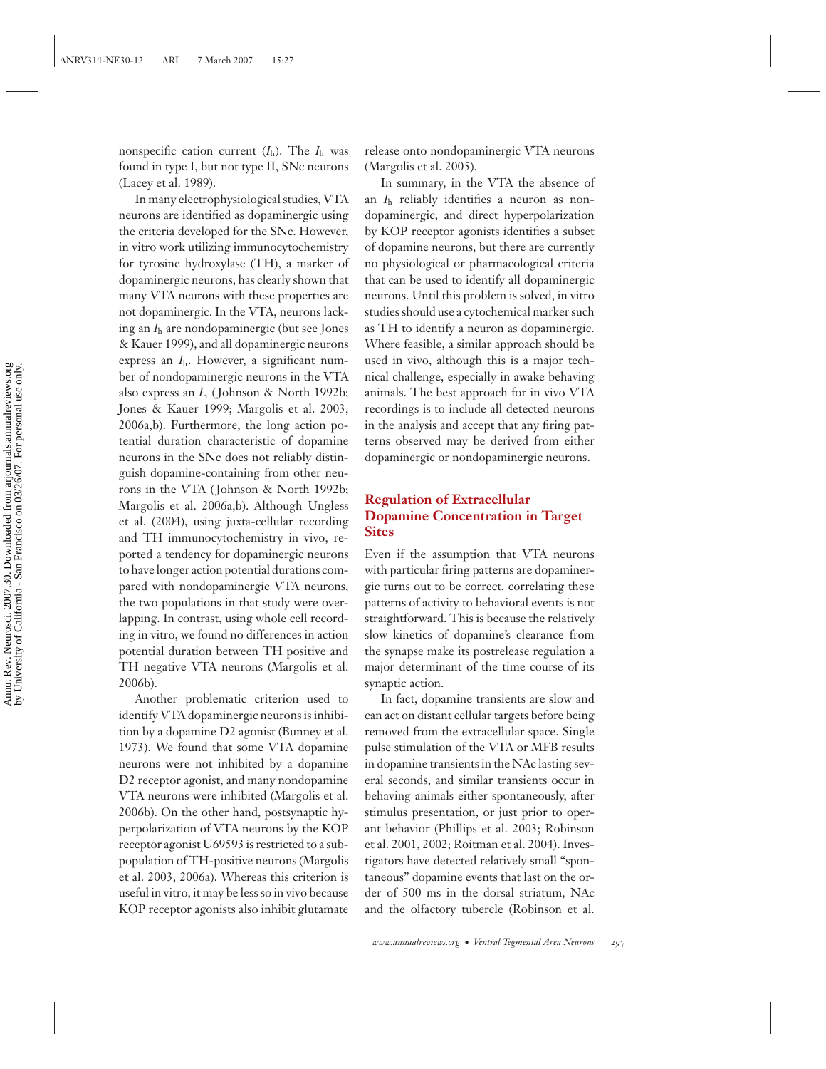nonspecific cation current ($I_h$). The $I_h$ was found in type I, but not type II, SNc neurons (Lacey et al. 1989).

In many electrophysiological studies, VTA neurons are identified as dopaminergic using the criteria developed for the SNc. However, in vitro work utilizing immunocytochemistry for tyrosine hydroxylase (TH), a marker of dopaminergic neurons, has clearly shown that many VTA neurons with these properties are not dopaminergic. In the VTA, neurons lacking an $I_h$ are nondopaminergic (but see Jones & Kauer 1999), and all dopaminergic neurons express an $I_h$. However, a significant number of nondopaminergic neurons in the VTA also express an $I_h$ (Johnson & North 1992b; Jones & Kauer 1999; Margolis et al. 2003, 2006a,b). Furthermore, the long action potential duration characteristic of dopamine neurons in the SNc does not reliably distinguish dopamine-containing from other neurons in the VTA (Johnson & North 1992b; Margolis et al. 2006a,b). Although Ungless et al. (2004), using juxta-cellular recording and TH immunocytochemistry in vivo, reported a tendency for dopaminergic neurons to have longer action potential durations compared with nondopaminergic VTA neurons, the two populations in that study were overlapping. In contrast, using whole cell recording in vitro, we found no differences in action potential duration between TH positive and TH negative VTA neurons (Margolis et al. 2006b).

Another problematic criterion used to identify VTA dopaminergic neurons is inhibition by a dopamine D2 agonist (Bunney et al. 1973). We found that some VTA dopamine neurons were not inhibited by a dopamine D2 receptor agonist, and many nondopamine VTA neurons were inhibited (Margolis et al. 2006b). On the other hand, postsynaptic hyperpolarization of VTA neurons by the KOP receptor agonist U69593 is restricted to a subpopulation of TH-positive neurons (Margolis et al. 2003, 2006a). Whereas this criterion is useful in vitro, it may be less so in vivo because KOP receptor agonists also inhibit glutamate release onto nondopaminergic VTA neurons (Margolis et al. 2005).

In summary, in the VTA the absence of an $I_h$ reliably identifies a neuron as nondopaminergic, and direct hyperpolarization by KOP receptor agonists identifies a subset of dopamine neurons, but there are currently no physiological or pharmacological criteria that can be used to identify all dopaminergic neurons. Until this problem is solved, in vitro studies should use a cytochemical marker such as TH to identify a neuron as dopaminergic. Where feasible, a similar approach should be used in vivo, although this is a major technical challenge, especially in awake behaving animals. The best approach for in vivo VTA recordings is to include all detected neurons in the analysis and accept that any firing patterns observed may be derived from either dopaminergic or nondopaminergic neurons.

### Regulation of Extracellular Dopamine Concentration in Target Sites

Even if the assumption that VTA neurons with particular firing patterns are dopaminergic turns out to be correct, correlating these patterns of activity to behavioral events is not straightforward. This is because the relatively slow kinetics of dopamine's clearance from the synapse make its postrelease regulation a major determinant of the time course of its synaptic action.

In fact, dopamine transients are slow and can act on distant cellular targets before being removed from the extracellular space. Single pulse stimulation of the VTA or MFB results in dopamine transients in the NAc lasting several seconds, and similar transients occur in behaving animals either spontaneously, after stimulus presentation, or just prior to operant behavior (Phillips et al. 2003; Robinson et al. 2001, 2002; Roitman et al. 2004). Investigators have detected relatively small "spontaneous" dopamine events that last on the order of 500 ms in the dorsal striatum, NAc and the olfactory tubercle (Robinson et al.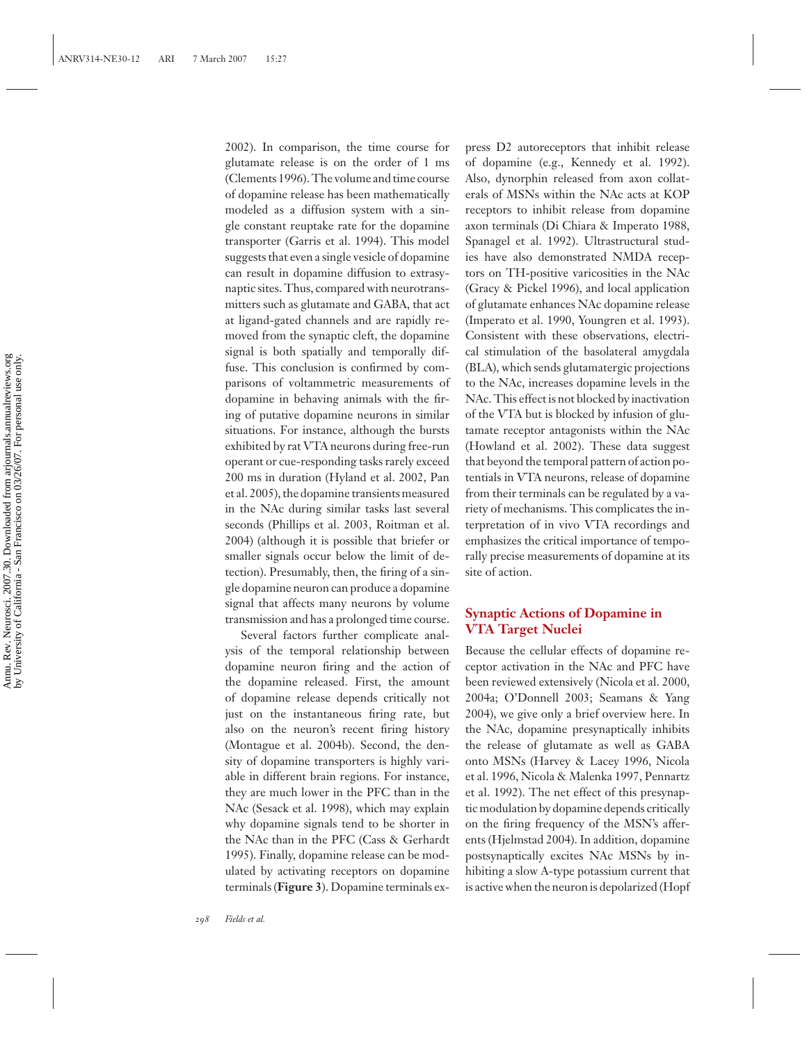2002). In comparison, the time course for glutamate release is on the order of 1 ms (Clements 1996). The volume and time course of dopamine release has been mathematically modeled as a diffusion system with a single constant reuptake rate for the dopamine transporter (Garris et al. 1994). This model suggests that even a single vesicle of dopamine can result in dopamine diffusion to extrasynaptic sites. Thus, compared with neurotransmitters such as glutamate and GABA, that act at ligand-gated channels and are rapidly removed from the synaptic cleft, the dopamine signal is both spatially and temporally diffuse. This conclusion is confirmed by comparisons of voltammetric measurements of dopamine in behaving animals with the firing of putative dopamine neurons in similar situations. For instance, although the bursts exhibited by rat VTA neurons during free-run operant or cue-responding tasks rarely exceed 200 ms in duration (Hyland et al. 2002, Pan et al. 2005), the dopamine transients measured in the NAc during similar tasks last several seconds (Phillips et al. 2003, Roitman et al. 2004) (although it is possible that briefer or smaller signals occur below the limit of detection). Presumably, then, the firing of a single dopamine neuron can produce a dopamine signal that affects many neurons by volume transmission and has a prolonged time course.

Several factors further complicate analysis of the temporal relationship between dopamine neuron firing and the action of the dopamine released. First, the amount of dopamine release depends critically not just on the instantaneous firing rate, but also on the neuron's recent firing history (Montague et al. 2004b). Second, the density of dopamine transporters is highly variable in different brain regions. For instance, they are much lower in the PFC than in the NAc (Sesack et al. 1998), which may explain why dopamine signals tend to be shorter in the NAc than in the PFC (Cass & Gerhardt 1995). Finally, dopamine release can be modulated by activating receptors on dopamine terminals (**Figure 3**). Dopamine terminals express D2 autoreceptors that inhibit release of dopamine (e.g., Kennedy et al. 1992). Also, dynorphin released from axon collaterals of MSNs within the NAc acts at KOP receptors to inhibit release from dopamine axon terminals (Di Chiara & Imperato 1988, Spanagel et al. 1992). Ultrastructural studies have also demonstrated NMDA receptors on TH-positive varicosities in the NAc (Gracy & Pickel 1996), and local application of glutamate enhances NAc dopamine release (Imperato et al. 1990, Youngren et al. 1993). Consistent with these observations, electrical stimulation of the basolateral amygdala (BLA), which sends glutamatergic projections to the NAc, increases dopamine levels in the NAc. This effect is not blocked by inactivation of the VTA but is blocked by infusion of glutamate receptor antagonists within the NAc (Howland et al. 2002). These data suggest that beyond the temporal pattern of action potentials in VTA neurons, release of dopamine from their terminals can be regulated by a variety of mechanisms. This complicates the interpretation of in vivo VTA recordings and emphasizes the critical importance of temporally precise measurements of dopamine at its site of action.

## Synaptic Actions of Dopamine in VTA Target Nuclei

Because the cellular effects of dopamine receptor activation in the NAc and PFC have been reviewed extensively (Nicola et al. 2000, 2004a; O'Donnell 2003; Seamans & Yang 2004), we give only a brief overview here. In the NAc, dopamine presynaptically inhibits the release of glutamate as well as GABA onto MSNs (Harvey & Lacey 1996, Nicola et al. 1996, Nicola & Malenka 1997, Pennartz et al. 1992). The net effect of this presynaptic modulation by dopamine depends critically on the firing frequency of the MSN's afferents (Hjelmstad 2004). In addition, dopamine postsynaptically excites NAc MSNs by inhibiting a slow A-type potassium current that is active when the neuron is depolarized (Hopf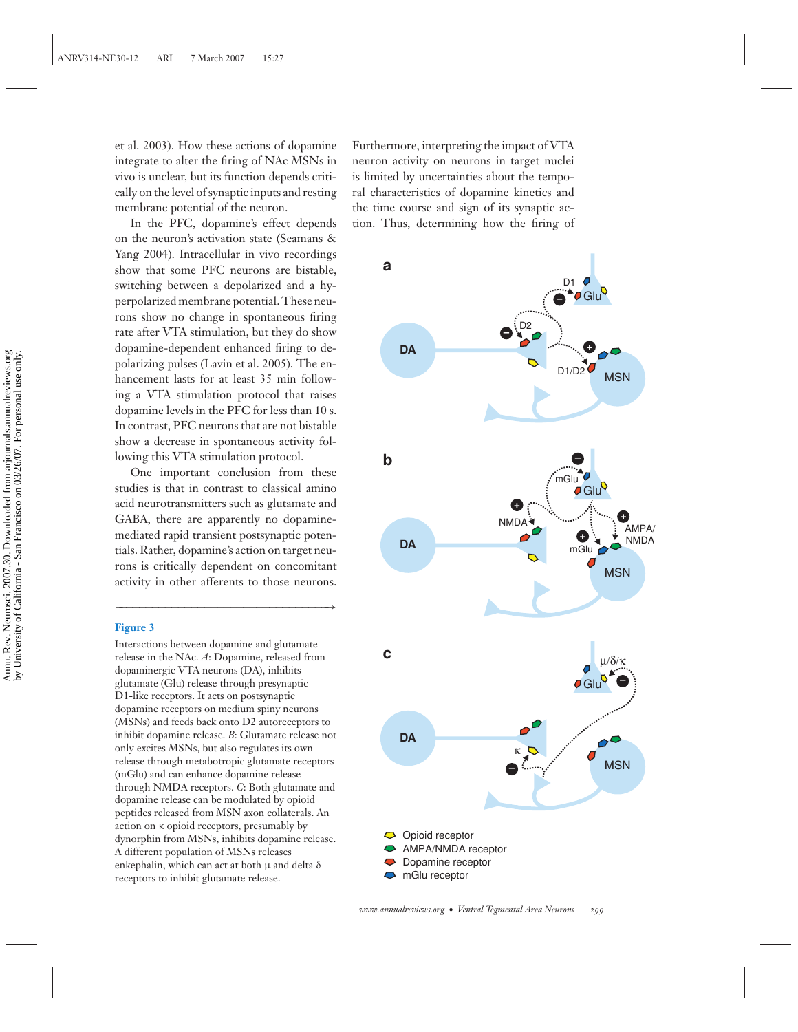et al. 2003). How these actions of dopamine integrate to alter the firing of NAc MSNs in vivo is unclear, but its function depends critically on the level of synaptic inputs and resting membrane potential of the neuron.

In the PFC, dopamine's effect depends on the neuron's activation state (Seamans & Yang 2004). Intracellular in vivo recordings show that some PFC neurons are bistable, switching between a depolarized and a hyperpolarized membrane potential. These neurons show no change in spontaneous firing rate after VTA stimulation, but they do show dopamine-dependent enhanced firing to depolarizing pulses (Lavin et al. 2005). The enhancement lasts for at least 35 min following a VTA stimulation protocol that raises dopamine levels in the PFC for less than 10 s. In contrast, PFC neurons that are not bistable show a decrease in spontaneous activity following this VTA stimulation protocol.

One important conclusion from these studies is that in contrast to classical amino acid neurotransmitters such as glutamate and GABA, there are apparently no dopamine-mediated rapid transient postsynaptic potentials. Rather, dopamine's action on target neurons is critically dependent on concomitant activity in other afferents to those neurons. Furthermore, interpreting the impact of VTA neuron activity on neurons in target nuclei is limited by uncertainties about the temporal characteristics of dopamine kinetics and the time course and sign of its synaptic action. Thus, determining how the firing of

**Figure 3**

Interactions between dopamine and glutamate release in the NAc. *A*: Dopamine, released from dopaminergic VTA neurons (DA), inhibits glutamate (Glu) release through presynaptic D1-like receptors. It acts on postsynaptic dopamine receptors on medium spiny neurons (MSNs) and feeds back onto D2 autoreceptors to inhibit dopamine release. *B*: Glutamate release not only excites MSNs, but also regulates its own release through metabotropic glutamate receptors (mGlu) and can enhance dopamine release through NMDA receptors. *C*: Both glutamate and dopamine release can be modulated by opioid peptides released from MSN axon collaterals. An action on κ opioid receptors, presumably by dynorphin from MSNs, inhibits dopamine release. A different population of MSNs releases enkephalin, which can act at both μ and delta δ receptors to inhibit glutamate release.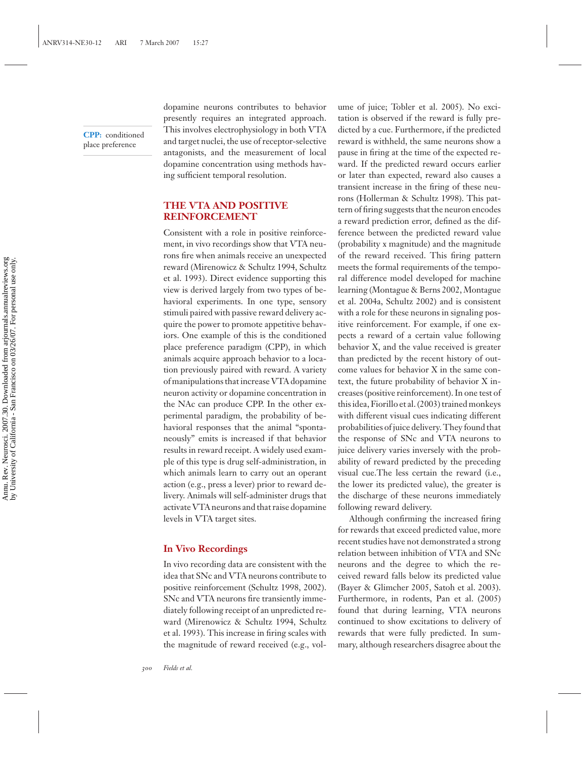dopamine neurons contributes to behavior presently requires an integrated approach. This involves electrophysiology in both VTA and target nuclei, the use of receptor-selective antagonists, and the measurement of local dopamine concentration using methods having sufficient temporal resolution.

**CPP:** conditioned place preference

## THE VTA AND POSITIVE REINFORCEMENT

Consistent with a role in positive reinforcement, in vivo recordings show that VTA neurons fire when animals receive an unexpected reward (Mirenowicz & Schultz 1994, Schultz et al. 1993). Direct evidence supporting this view is derived largely from two types of behavioral experiments. In one type, sensory stimuli paired with passive reward delivery acquire the power to promote appetitive behaviors. One example of this is the conditioned place preference paradigm (CPP), in which animals acquire approach behavior to a location previously paired with reward. A variety of manipulations that increase VTA dopamine neuron activity or dopamine concentration in the NAc can produce CPP. In the other experimental paradigm, the probability of behavioral responses that the animal "spontaneously" emits is increased if that behavior results in reward receipt. A widely used example of this type is drug self-administration, in which animals learn to carry out an operant action (e.g., press a lever) prior to reward delivery. Animals will self-administer drugs that activate VTA neurons and that raise dopamine levels in VTA target sites.

### In Vivo Recordings

In vivo recording data are consistent with the idea that SNc and VTA neurons contribute to positive reinforcement (Schultz 1998, 2002). SNc and VTA neurons fire transiently immediately following receipt of an unpredicted reward (Mirenowicz & Schultz 1994, Schultz et al. 1993). This increase in firing scales with the magnitude of reward received (e.g., volume of juice; Tobler et al. 2005). No excitation is observed if the reward is fully predicted by a cue. Furthermore, if the predicted reward is withheld, the same neurons show a pause in firing at the time of the expected reward. If the predicted reward occurs earlier or later than expected, reward also causes a transient increase in the firing of these neurons (Hollerman & Schultz 1998). This pattern of firing suggests that the neuron encodes a reward prediction error, defined as the difference between the predicted reward value (probability x magnitude) and the magnitude of the reward received. This firing pattern meets the formal requirements of the temporal difference model developed for machine learning (Montague & Berns 2002, Montague et al. 2004a, Schultz 2002) and is consistent with a role for these neurons in signaling positive reinforcement. For example, if one expects a reward of a certain value following behavior X, and the value received is greater than predicted by the recent history of outcome values for behavior X in the same context, the future probability of behavior X increases (positive reinforcement). In one test of this idea, Fiorillo et al. (2003) trained monkeys with different visual cues indicating different probabilities of juice delivery. They found that the response of SNc and VTA neurons to juice delivery varies inversely with the probability of reward predicted by the preceding visual cue.The less certain the reward (i.e., the lower its predicted value), the greater is the discharge of these neurons immediately following reward delivery.

Although confirming the increased firing for rewards that exceed predicted value, more recent studies have not demonstrated a strong relation between inhibition of VTA and SNc neurons and the degree to which the received reward falls below its predicted value (Bayer & Glimcher 2005, Satoh et al. 2003). Furthermore, in rodents, Pan et al. (2005) found that during learning, VTA neurons continued to show excitations to delivery of rewards that were fully predicted. In summary, although researchers disagree about the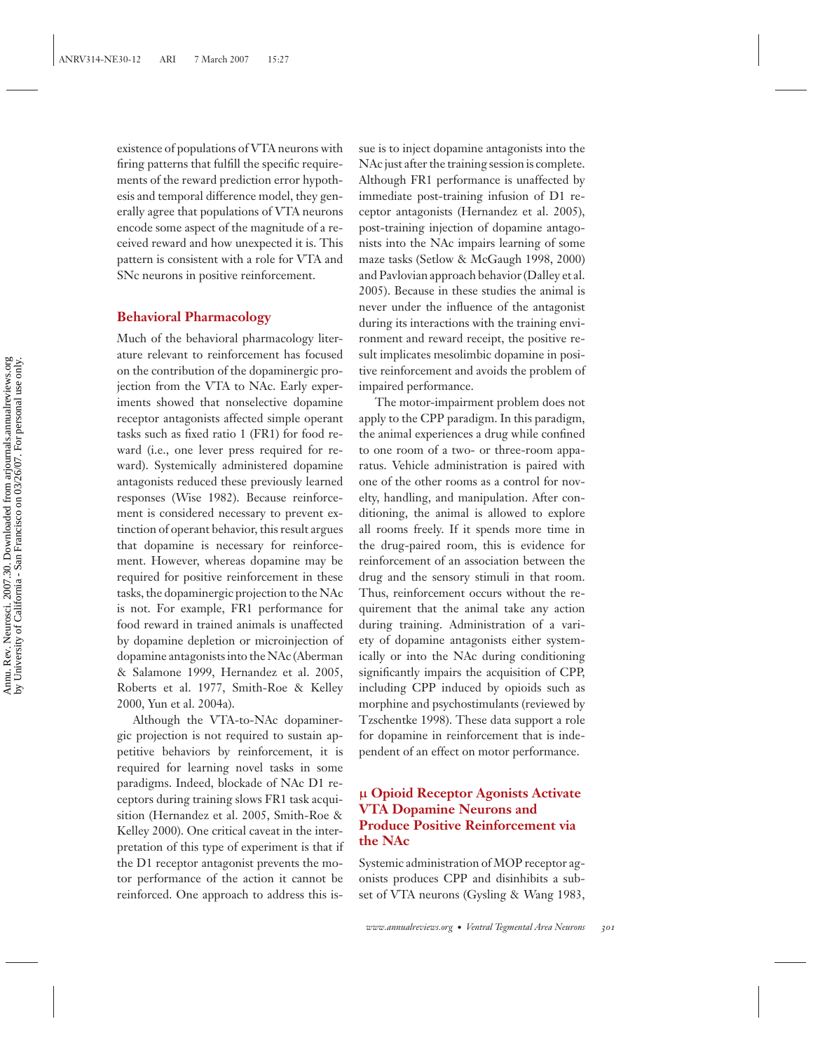existence of populations of VTA neurons with firing patterns that fulfill the specific requirements of the reward prediction error hypothesis and temporal difference model, they generally agree that populations of VTA neurons encode some aspect of the magnitude of a received reward and how unexpected it is. This pattern is consistent with a role for VTA and SNc neurons in positive reinforcement.

## Behavioral Pharmacology

Much of the behavioral pharmacology literature relevant to reinforcement has focused on the contribution of the dopaminergic projection from the VTA to NAc. Early experiments showed that nonselective dopamine receptor antagonists affected simple operant tasks such as fixed ratio 1 (FR1) for food reward (i.e., one lever press required for reward). Systemically administered dopamine antagonists reduced these previously learned responses (Wise 1982). Because reinforcement is considered necessary to prevent extinction of operant behavior, this result argues that dopamine is necessary for reinforcement. However, whereas dopamine may be required for positive reinforcement in these tasks, the dopaminergic projection to the NAc is not. For example, FR1 performance for food reward in trained animals is unaffected by dopamine depletion or microinjection of dopamine antagonists into the NAc (Aberman & Salamone 1999, Hernandez et al. 2005, Roberts et al. 1977, Smith-Roe & Kelley 2000, Yun et al. 2004a).

Although the VTA-to-NAc dopaminergic projection is not required to sustain appetitive behaviors by reinforcement, it is required for learning novel tasks in some paradigms. Indeed, blockade of NAc D1 receptors during training slows FR1 task acquisition (Hernandez et al. 2005, Smith-Roe & Kelley 2000). One critical caveat in the interpretation of this type of experiment is that if the D1 receptor antagonist prevents the motor performance of the action it cannot be reinforced. One approach to address this issue is to inject dopamine antagonists into the NAc just after the training session is complete. Although FR1 performance is unaffected by immediate post-training infusion of D1 receptor antagonists (Hernandez et al. 2005), post-training injection of dopamine antagonists into the NAc impairs learning of some maze tasks (Setlow & McGaugh 1998, 2000) and Pavlovian approach behavior (Dalley et al. 2005). Because in these studies the animal is never under the influence of the antagonist during its interactions with the training environment and reward receipt, the positive result implicates mesolimbic dopamine in positive reinforcement and avoids the problem of impaired performance.

The motor-impairment problem does not apply to the CPP paradigm. In this paradigm, the animal experiences a drug while confined to one room of a two- or three-room apparatus. Vehicle administration is paired with one of the other rooms as a control for novelty, handling, and manipulation. After conditioning, the animal is allowed to explore all rooms freely. If it spends more time in the drug-paired room, this is evidence for reinforcement of an association between the drug and the sensory stimuli in that room. Thus, reinforcement occurs without the requirement that the animal take any action during training. Administration of a variety of dopamine antagonists either systemically or into the NAc during conditioning significantly impairs the acquisition of CPP, including CPP induced by opioids such as morphine and psychostimulants (reviewed by Tzschentke 1998). These data support a role for dopamine in reinforcement that is independent of an effect on motor performance.

## μ Opioid Receptor Agonists Activate VTA Dopamine Neurons and Produce Positive Reinforcement via the NAc

Systemic administration of MOP receptor agonists produces CPP and disinhibits a subset of VTA neurons (Gysling & Wang 1983,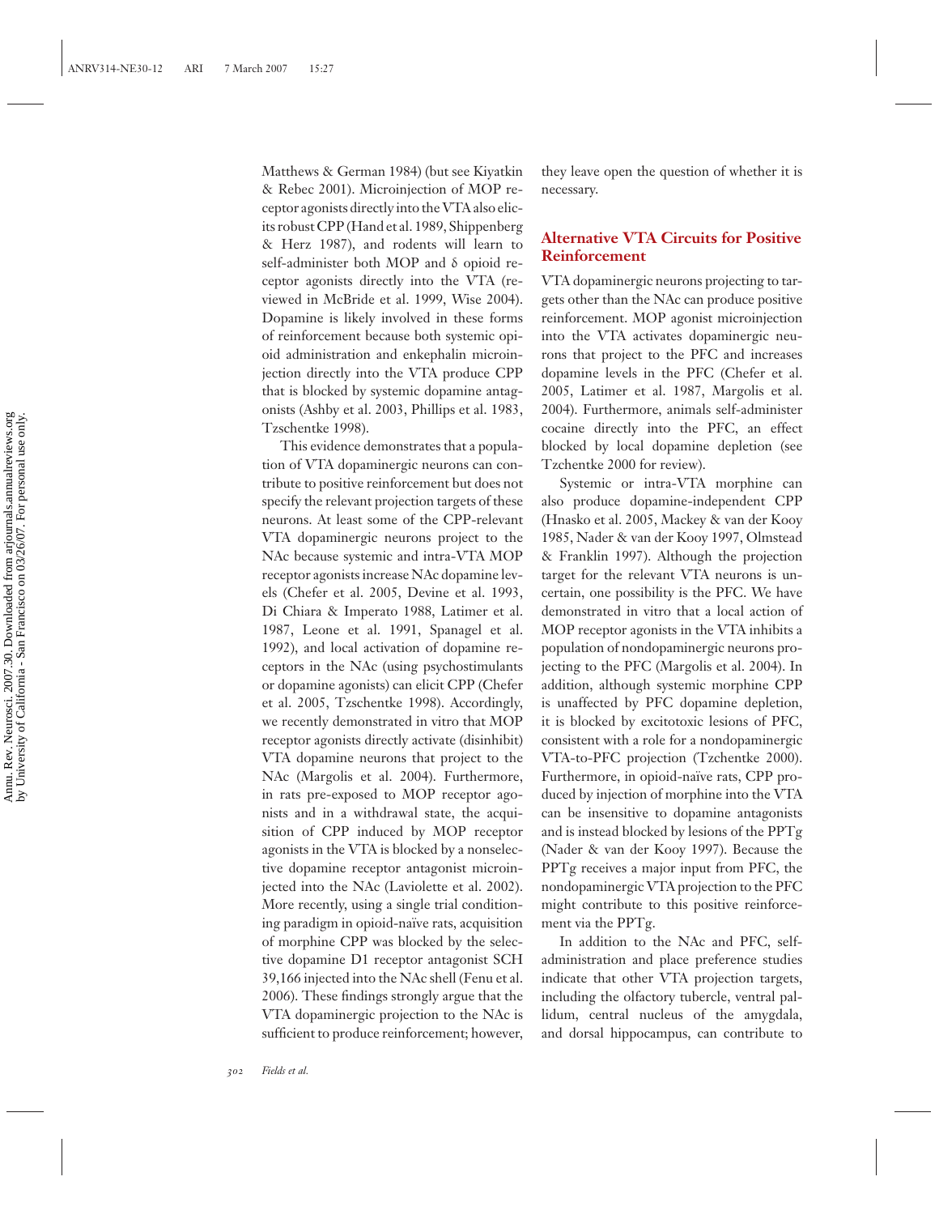Matthews & German 1984) (but see Kiyatkin & Rebec 2001). Microinjection of MOP receptor agonists directly into the VTA also elicits robust CPP (Hand et al. 1989, Shippenberg & Herz 1987), and rodents will learn to self-administer both MOP and δ opioid receptor agonists directly into the VTA (reviewed in McBride et al. 1999, Wise 2004). Dopamine is likely involved in these forms of reinforcement because both systemic opioid administration and enkephalin microinjection directly into the VTA produce CPP that is blocked by systemic dopamine antagonists (Ashby et al. 2003, Phillips et al. 1983, Tzschentke 1998).

This evidence demonstrates that a population of VTA dopaminergic neurons can contribute to positive reinforcement but does not specify the relevant projection targets of these neurons. At least some of the CPP-relevant VTA dopaminergic neurons project to the NAc because systemic and intra-VTA MOP receptor agonists increase NAc dopamine levels (Chefer et al. 2005, Devine et al. 1993, Di Chiara & Imperato 1988, Latimer et al. 1987, Leone et al. 1991, Spanagel et al. 1992), and local activation of dopamine receptors in the NAc (using psychostimulants or dopamine agonists) can elicit CPP (Chefer et al. 2005, Tzschentke 1998). Accordingly, we recently demonstrated in vitro that MOP receptor agonists directly activate (disinhibit) VTA dopamine neurons that project to the NAc (Margolis et al. 2004). Furthermore, in rats pre-exposed to MOP receptor agonists and in a withdrawal state, the acquisition of CPP induced by MOP receptor agonists in the VTA is blocked by a nonselective dopamine receptor antagonist microinjected into the NAc (Laviolette et al. 2002). More recently, using a single trial conditioning paradigm in opioid-naïve rats, acquisition of morphine CPP was blocked by the selective dopamine D1 receptor antagonist SCH 39,166 injected into the NAc shell (Fenu et al. 2006). These findings strongly argue that the VTA dopaminergic projection to the NAc is sufficient to produce reinforcement; however, they leave open the question of whether it is necessary.

## Alternative VTA Circuits for Positive Reinforcement

VTA dopaminergic neurons projecting to targets other than the NAc can produce positive reinforcement. MOP agonist microinjection into the VTA activates dopaminergic neurons that project to the PFC and increases dopamine levels in the PFC (Chefer et al. 2005, Latimer et al. 1987, Margolis et al. 2004). Furthermore, animals self-administer cocaine directly into the PFC, an effect blocked by local dopamine depletion (see Tzchentke 2000 for review).

Systemic or intra-VTA morphine can also produce dopamine-independent CPP (Hnasko et al. 2005, Mackey & van der Kooy 1985, Nader & van der Kooy 1997, Olmstead & Franklin 1997). Although the projection target for the relevant VTA neurons is uncertain, one possibility is the PFC. We have demonstrated in vitro that a local action of MOP receptor agonists in the VTA inhibits a population of nondopaminergic neurons projecting to the PFC (Margolis et al. 2004). In addition, although systemic morphine CPP is unaffected by PFC dopamine depletion, it is blocked by excitotoxic lesions of PFC, consistent with a role for a nondopaminergic VTA-to-PFC projection (Tzchentke 2000). Furthermore, in opioid-naïve rats, CPP produced by injection of morphine into the VTA can be insensitive to dopamine antagonists and is instead blocked by lesions of the PPTg (Nader & van der Kooy 1997). Because the PPTg receives a major input from PFC, the nondopaminergic VTA projection to the PFC might contribute to this positive reinforcement via the PPTg.

In addition to the NAc and PFC, self-administration and place preference studies indicate that other VTA projection targets, including the olfactory tubercle, ventral pallidum, central nucleus of the amygdala, and dorsal hippocampus, can contribute to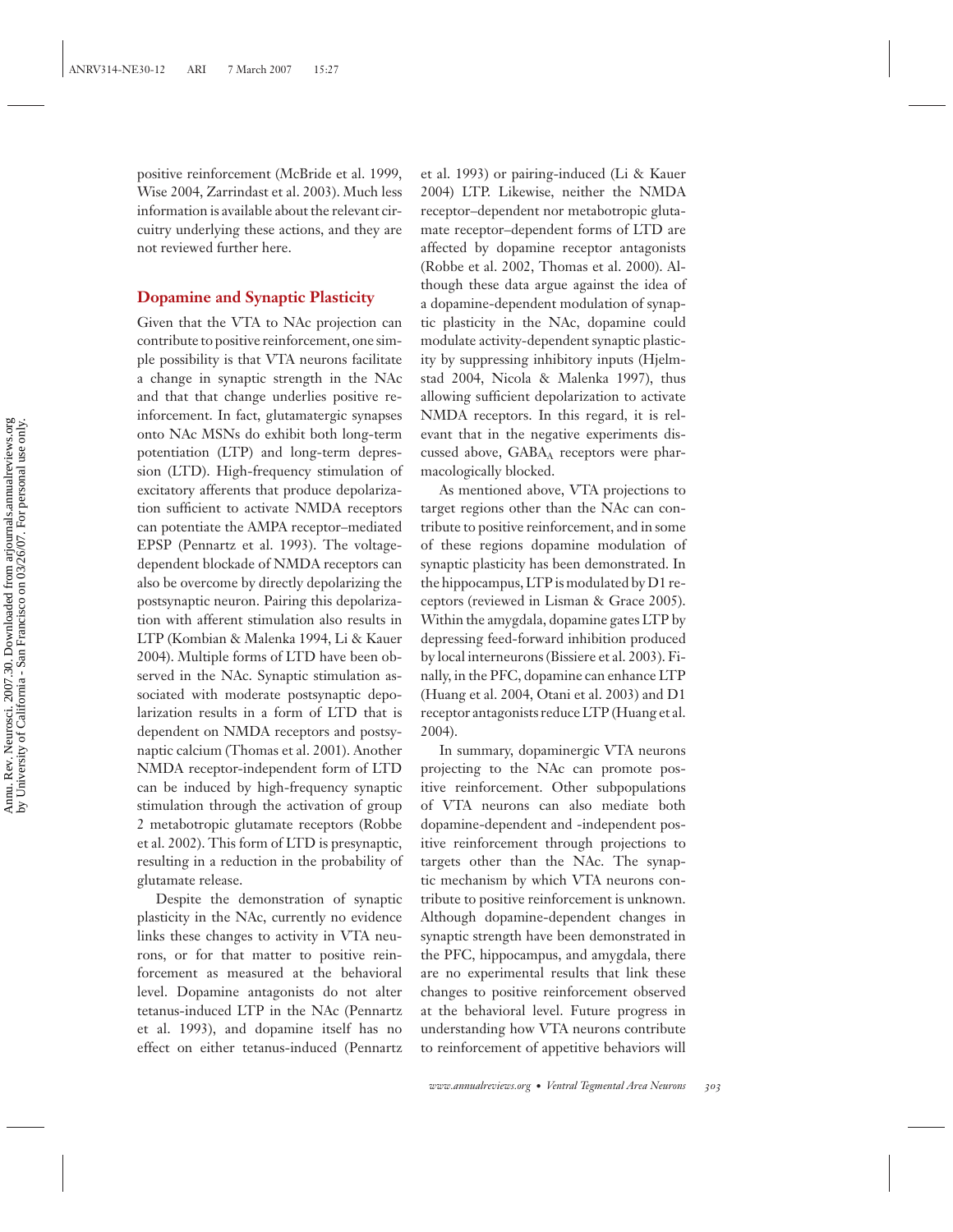positive reinforcement (McBride et al. 1999, Wise 2004, Zarrindast et al. 2003). Much less information is available about the relevant circuitry underlying these actions, and they are not reviewed further here.

## Dopamine and Synaptic Plasticity

Given that the VTA to NAc projection can contribute to positive reinforcement, one simple possibility is that VTA neurons facilitate a change in synaptic strength in the NAc and that that change underlies positive reinforcement. In fact, glutamatergic synapses onto NAc MSNs do exhibit both long-term potentiation (LTP) and long-term depression (LTD). High-frequency stimulation of excitatory afferents that produce depolarization sufficient to activate NMDA receptors can potentiate the AMPA receptor–mediated EPSP (Pennartz et al. 1993). The voltage-dependent blockade of NMDA receptors can also be overcome by directly depolarizing the postsynaptic neuron. Pairing this depolarization with afferent stimulation also results in LTP (Kombian & Malenka 1994, Li & Kauer 2004). Multiple forms of LTD have been observed in the NAc. Synaptic stimulation associated with moderate postsynaptic depolarization results in a form of LTD that is dependent on NMDA receptors and postsynaptic calcium (Thomas et al. 2001). Another NMDA receptor-independent form of LTD can be induced by high-frequency synaptic stimulation through the activation of group 2 metabotropic glutamate receptors (Robbe et al. 2002). This form of LTD is presynaptic, resulting in a reduction in the probability of glutamate release.

Despite the demonstration of synaptic plasticity in the NAc, currently no evidence links these changes to activity in VTA neurons, or for that matter to positive reinforcement as measured at the behavioral level. Dopamine antagonists do not alter tetanus-induced LTP in the NAc (Pennartz et al. 1993), and dopamine itself has no effect on either tetanus-induced (Pennartz et al. 1993) or pairing-induced (Li & Kauer 2004) LTP. Likewise, neither the NMDA receptor–dependent nor metabotropic glutamate receptor–dependent forms of LTD are affected by dopamine receptor antagonists (Robbe et al. 2002, Thomas et al. 2000). Although these data argue against the idea of a dopamine-dependent modulation of synaptic plasticity in the NAc, dopamine could modulate activity-dependent synaptic plasticity by suppressing inhibitory inputs (Hjelmstad 2004, Nicola & Malenka 1997), thus allowing sufficient depolarization to activate NMDA receptors. In this regard, it is relevant that in the negative experiments discussed above, $GABA_A$ receptors were pharmacologically blocked.

As mentioned above, VTA projections to target regions other than the NAc can contribute to positive reinforcement, and in some of these regions dopamine modulation of synaptic plasticity has been demonstrated. In the hippocampus, LTP is modulated by D1 receptors (reviewed in Lisman & Grace 2005). Within the amygdala, dopamine gates LTP by depressing feed-forward inhibition produced by local interneurons (Bissiere et al. 2003). Finally, in the PFC, dopamine can enhance LTP (Huang et al. 2004, Otani et al. 2003) and D1 receptor antagonists reduce LTP (Huang et al. 2004).

In summary, dopaminergic VTA neurons projecting to the NAc can promote positive reinforcement. Other subpopulations of VTA neurons can also mediate both dopamine-dependent and -independent positive reinforcement through projections to targets other than the NAc. The synaptic mechanism by which VTA neurons contribute to positive reinforcement is unknown. Although dopamine-dependent changes in synaptic strength have been demonstrated in the PFC, hippocampus, and amygdala, there are no experimental results that link these changes to positive reinforcement observed at the behavioral level. Future progress in understanding how VTA neurons contribute to reinforcement of appetitive behaviors will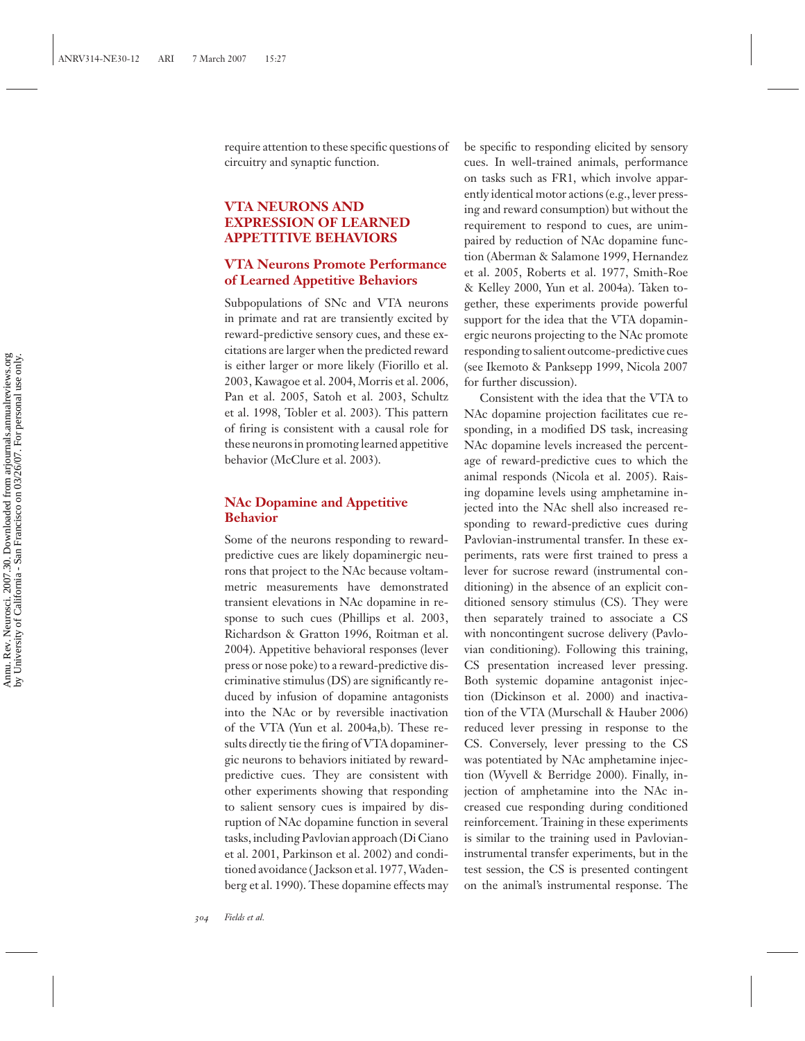require attention to these specific questions of circuitry and synaptic function.

## VTA NEURONS AND EXPRESSION OF LEARNED APPETITIVE BEHAVIORS

### VTA Neurons Promote Performance of Learned Appetitive Behaviors

Subpopulations of SNc and VTA neurons in primate and rat are transiently excited by reward-predictive sensory cues, and these excitations are larger when the predicted reward is either larger or more likely (Fiorillo et al. 2003, Kawagoe et al. 2004, Morris et al. 2006, Pan et al. 2005, Satoh et al. 2003, Schultz et al. 1998, Tobler et al. 2003). This pattern of firing is consistent with a causal role for these neurons in promoting learned appetitive behavior (McClure et al. 2003).

### NAc Dopamine and Appetitive Behavior

Some of the neurons responding to reward-predictive cues are likely dopaminergic neurons that project to the NAc because voltammetric measurements have demonstrated transient elevations in NAc dopamine in response to such cues (Phillips et al. 2003, Richardson & Gratton 1996, Roitman et al. 2004). Appetitive behavioral responses (lever press or nose poke) to a reward-predictive discriminative stimulus (DS) are significantly reduced by infusion of dopamine antagonists into the NAc or by reversible inactivation of the VTA (Yun et al. 2004a,b). These results directly tie the firing of VTA dopaminergic neurons to behaviors initiated by reward-predictive cues. They are consistent with other experiments showing that responding to salient sensory cues is impaired by disruption of NAc dopamine function in several tasks, including Pavlovian approach (Di Ciano et al. 2001, Parkinson et al. 2002) and conditioned avoidance (Jackson et al. 1977, Wadenberg et al. 1990). These dopamine effects may be specific to responding elicited by sensory cues. In well-trained animals, performance on tasks such as FR1, which involve apparently identical motor actions (e.g., lever pressing and reward consumption) but without the requirement to respond to cues, are unimpaired by reduction of NAc dopamine function (Aberman & Salamone 1999, Hernandez et al. 2005, Roberts et al. 1977, Smith-Roe & Kelley 2000, Yun et al. 2004a). Taken together, these experiments provide powerful support for the idea that the VTA dopaminergic neurons projecting to the NAc promote responding to salient outcome-predictive cues (see Ikemoto & Panksepp 1999, Nicola 2007 for further discussion).

Consistent with the idea that the VTA to NAc dopamine projection facilitates cue responding, in a modified DS task, increasing NAc dopamine levels increased the percentage of reward-predictive cues to which the animal responds (Nicola et al. 2005). Raising dopamine levels using amphetamine injected into the NAc shell also increased responding to reward-predictive cues during Pavlovian-instrumental transfer. In these experiments, rats were first trained to press a lever for sucrose reward (instrumental conditioning) in the absence of an explicit conditioned sensory stimulus (CS). They were then separately trained to associate a CS with noncontingent sucrose delivery (Pavlovian conditioning). Following this training, CS presentation increased lever pressing. Both systemic dopamine antagonist injection (Dickinson et al. 2000) and inactivation of the VTA (Murschall & Hauber 2006) reduced lever pressing in response to the CS. Conversely, lever pressing to the CS was potentiated by NAc amphetamine injection (Wyvell & Berridge 2000). Finally, injection of amphetamine into the NAc increased cue responding during conditioned reinforcement. Training in these experiments is similar to the training used in Pavlovian-instrumental transfer experiments, but in the test session, the CS is presented contingent on the animal's instrumental response. The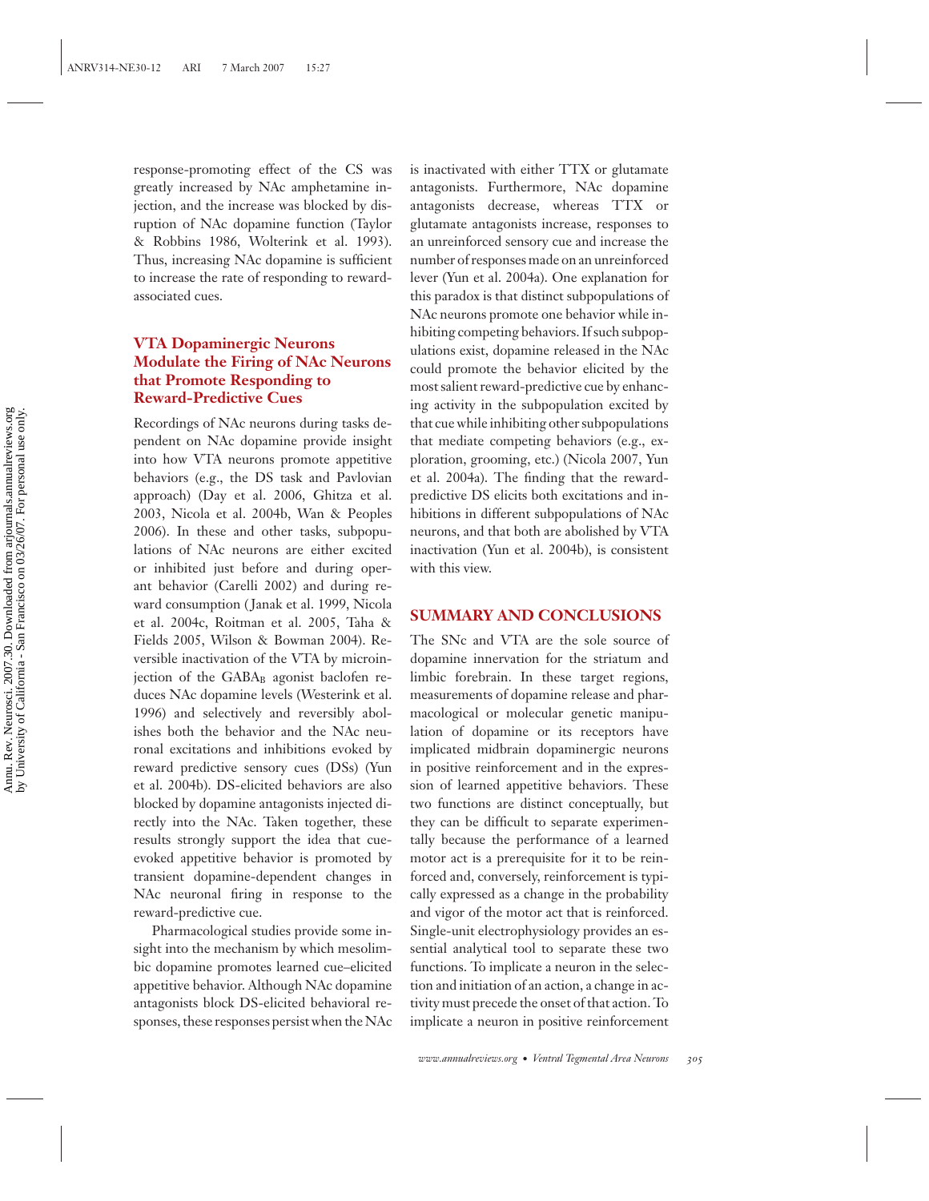response-promoting effect of the CS was greatly increased by NAc amphetamine injection, and the increase was blocked by disruption of NAc dopamine function (Taylor & Robbins 1986, Wolterink et al. 1993). Thus, increasing NAc dopamine is sufficient to increase the rate of responding to reward-associated cues.

### VTA Dopaminergic Neurons Modulate the Firing of NAc Neurons that Promote Responding to Reward-Predictive Cues

Recordings of NAc neurons during tasks dependent on NAc dopamine provide insight into how VTA neurons promote appetitive behaviors (e.g., the DS task and Pavlovian approach) (Day et al. 2006, Ghitza et al. 2003, Nicola et al. 2004b, Wan & Peoples 2006). In these and other tasks, subpopulations of NAc neurons are either excited or inhibited just before and during operant behavior (Carelli 2002) and during reward consumption (Janak et al. 1999, Nicola et al. 2004c, Roitman et al. 2005, Taha & Fields 2005, Wilson & Bowman 2004). Reversible inactivation of the VTA by microinjection of the $GABA_B$ agonist baclofen reduces NAc dopamine levels (Westerink et al. 1996) and selectively and reversibly abolishes both the behavior and the NAc neuronal excitations and inhibitions evoked by reward predictive sensory cues (DSs) (Yun et al. 2004b). DS-elicited behaviors are also blocked by dopamine antagonists injected directly into the NAc. Taken together, these results strongly support the idea that cue-evoked appetitive behavior is promoted by transient dopamine-dependent changes in NAc neuronal firing in response to the reward-predictive cue.

Pharmacological studies provide some insight into the mechanism by which mesolimbic dopamine promotes learned cue–elicited appetitive behavior. Although NAc dopamine antagonists block DS-elicited behavioral responses, these responses persist when the NAc is inactivated with either TTX or glutamate antagonists. Furthermore, NAc dopamine antagonists decrease, whereas TTX or glutamate antagonists increase, responses to an unreinforced sensory cue and increase the number of responses made on an unreinforced lever (Yun et al. 2004a). One explanation for this paradox is that distinct subpopulations of NAc neurons promote one behavior while inhibiting competing behaviors. If such subpopulations exist, dopamine released in the NAc could promote the behavior elicited by the most salient reward-predictive cue by enhancing activity in the subpopulation excited by that cue while inhibiting other subpopulations that mediate competing behaviors (e.g., exploration, grooming, etc.) (Nicola 2007, Yun et al. 2004a). The finding that the reward-predictive DS elicits both excitations and inhibitions in different subpopulations of NAc neurons, and that both are abolished by VTA inactivation (Yun et al. 2004b), is consistent with this view.

## SUMMARY AND CONCLUSIONS

The SNc and VTA are the sole source of dopamine innervation for the striatum and limbic forebrain. In these target regions, measurements of dopamine release and pharmacological or molecular genetic manipulation of dopamine or its receptors have implicated midbrain dopaminergic neurons in positive reinforcement and in the expression of learned appetitive behaviors. These two functions are distinct conceptually, but they can be difficult to separate experimentally because the performance of a learned motor act is a prerequisite for it to be reinforced and, conversely, reinforcement is typically expressed as a change in the probability and vigor of the motor act that is reinforced. Single-unit electrophysiology provides an essential analytical tool to separate these two functions. To implicate a neuron in the selection and initiation of an action, a change in activity must precede the onset of that action. To implicate a neuron in positive reinforcement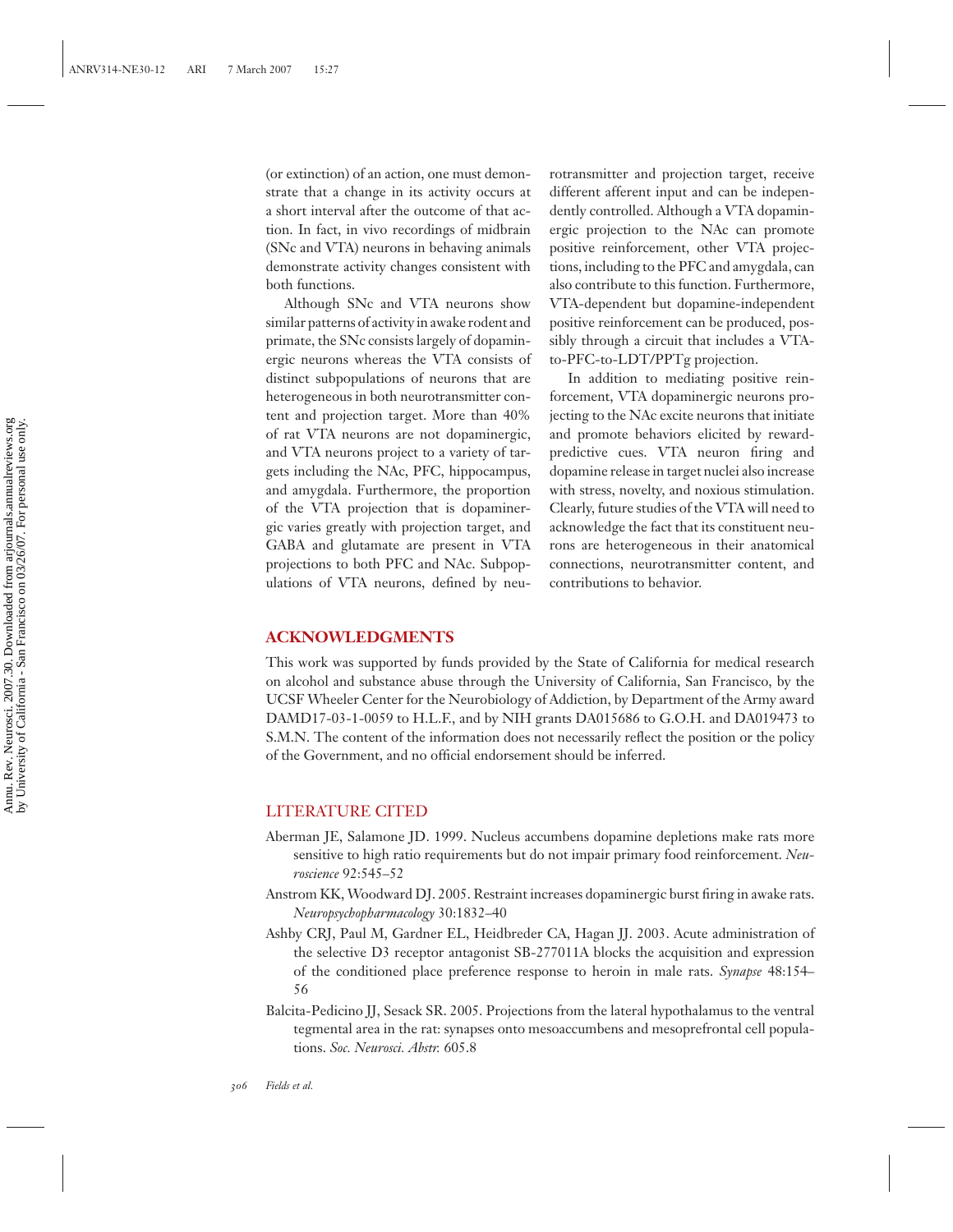(or extinction) of an action, one must demonstrate that a change in its activity occurs at a short interval after the outcome of that action. In fact, in vivo recordings of midbrain (SNc and VTA) neurons in behaving animals demonstrate activity changes consistent with both functions.

Although SNc and VTA neurons show similar patterns of activity in awake rodent and primate, the SNc consists largely of dopaminergic neurons whereas the VTA consists of distinct subpopulations of neurons that are heterogeneous in both neurotransmitter content and projection target. More than 40% of rat VTA neurons are not dopaminergic, and VTA neurons project to a variety of targets including the NAc, PFC, hippocampus, and amygdala. Furthermore, the proportion of the VTA projection that is dopaminergic varies greatly with projection target, and GABA and glutamate are present in VTA projections to both PFC and NAc. Subpopulations of VTA neurons, defined by neurotransmitter and projection target, receive different afferent input and can be independently controlled. Although a VTA dopaminergic projection to the NAc can promote positive reinforcement, other VTA projections, including to the PFC and amygdala, can also contribute to this function. Furthermore, VTA-dependent but dopamine-independent positive reinforcement can be produced, possibly through a circuit that includes a VTA-to-PFC-to-LDT/PPTg projection.

In addition to mediating positive reinforcement, VTA dopaminergic neurons projecting to the NAc excite neurons that initiate and promote behaviors elicited by reward-predictive cues. VTA neuron firing and dopamine release in target nuclei also increase with stress, novelty, and noxious stimulation. Clearly, future studies of the VTA will need to acknowledge the fact that its constituent neurons are heterogeneous in their anatomical connections, neurotransmitter content, and contributions to behavior.

## ACKNOWLEDGMENTS

This work was supported by funds provided by the State of California for medical research on alcohol and substance abuse through the University of California, San Francisco, by the UCSF Wheeler Center for the Neurobiology of Addiction, by Department of the Army award DAMD17-03-1-0059 to H.L.F., and by NIH grants DA015686 to G.O.H. and DA019473 to S.M.N. The content of the information does not necessarily reflect the position or the policy of the Government, and no official endorsement should be inferred.

## LITERATURE CITED

Aberman JE, Salamone JD. 1999. Nucleus accumbens dopamine depletions make rats more sensitive to high ratio requirements but do not impair primary food reinforcement. *Neuroscience* 92:545–52

Anstrom KK, Woodward DJ. 2005. Restraint increases dopaminergic burst firing in awake rats. *Neuropsychopharmacology* 30:1832–40

Ashby CRJ, Paul M, Gardner EL, Heidbreder CA, Hagan JJ. 2003. Acute administration of the selective D3 receptor antagonist SB-277011A blocks the acquisition and expression of the conditioned place preference response to heroin in male rats. *Synapse* 48:154–56

Balcita-Pedicino JJ, Sesack SR. 2005. Projections from the lateral hypothalamus to the ventral tegmental area in the rat: synapses onto mesoaccumbens and mesoprefrontal cell populations. *Soc. Neurosci. Abstr.* 605.8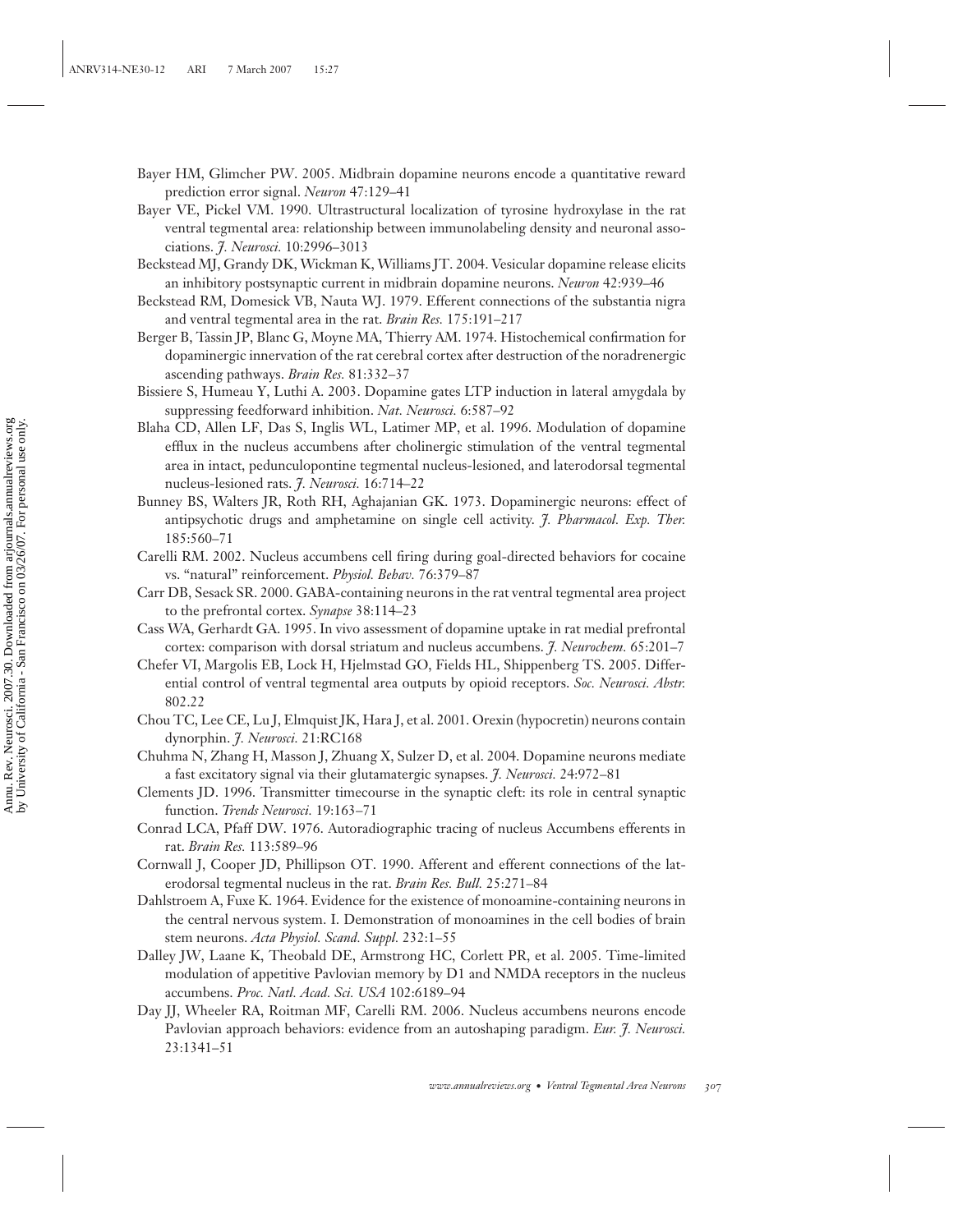Bayer HM, Glimcher PW. 2005. Midbrain dopamine neurons encode a quantitative reward prediction error signal. *Neuron* 47:129–41

Bayer VE, Pickel VM. 1990. Ultrastructural localization of tyrosine hydroxylase in the rat ventral tegmental area: relationship between immunolabeling density and neuronal associations. *J. Neurosci.* 10:2996–3013

Beckstead MJ, Grandy DK, Wickman K, Williams JT. 2004. Vesicular dopamine release elicits an inhibitory postsynaptic current in midbrain dopamine neurons. *Neuron* 42:939–46

Beckstead RM, Domesick VB, Nauta WJ. 1979. Efferent connections of the substantia nigra and ventral tegmental area in the rat. *Brain Res.* 175:191–217

Berger B, Tassin JP, Blanc G, Moyne MA, Thierry AM. 1974. Histochemical confirmation for dopaminergic innervation of the rat cerebral cortex after destruction of the noradrenergic ascending pathways. *Brain Res.* 81:332–37

Bissiere S, Humeau Y, Luthi A. 2003. Dopamine gates LTP induction in lateral amygdala by suppressing feedforward inhibition. *Nat. Neurosci.* 6:587–92

Blaha CD, Allen LF, Das S, Inglis WL, Latimer MP, et al. 1996. Modulation of dopamine efflux in the nucleus accumbens after cholinergic stimulation of the ventral tegmental area in intact, pedunculopontine tegmental nucleus-lesioned, and laterodorsal tegmental nucleus-lesioned rats. *J. Neurosci.* 16:714–22

Bunney BS, Walters JR, Roth RH, Aghajanian GK. 1973. Dopaminergic neurons: effect of antipsychotic drugs and amphetamine on single cell activity. *J. Pharmacol. Exp. Ther.* 185:560–71

Carelli RM. 2002. Nucleus accumbens cell firing during goal-directed behaviors for cocaine vs. "natural" reinforcement. *Physiol. Behav.* 76:379–87

Carr DB, Sesack SR. 2000. GABA-containing neurons in the rat ventral tegmental area project to the prefrontal cortex. *Synapse* 38:114–23

Cass WA, Gerhardt GA. 1995. In vivo assessment of dopamine uptake in rat medial prefrontal cortex: comparison with dorsal striatum and nucleus accumbens. *J. Neurochem.* 65:201–7

Chefer VI, Margolis EB, Lock H, Hjelmstad GO, Fields HL, Shippenberg TS. 2005. Differential control of ventral tegmental area outputs by opioid receptors. *Soc. Neurosci. Abstr.* 802.22

Chou TC, Lee CE, Lu J, Elmquist JK, Hara J, et al. 2001. Orexin (hypocretin) neurons contain dynorphin. *J. Neurosci.* 21:RC168

Chuhma N, Zhang H, Masson J, Zhuang X, Sulzer D, et al. 2004. Dopamine neurons mediate a fast excitatory signal via their glutamatergic synapses. *J. Neurosci.* 24:972–81

Clements JD. 1996. Transmitter timecourse in the synaptic cleft: its role in central synaptic function. *Trends Neurosci.* 19:163–71

Conrad LCA, Pfaff DW. 1976. Autoradiographic tracing of nucleus Accumbens efferents in rat. *Brain Res.* 113:589–96

Cornwall J, Cooper JD, Phillipson OT. 1990. Afferent and efferent connections of the laterodorsal tegmental nucleus in the rat. *Brain Res. Bull.* 25:271–84

Dahlstroem A, Fuxe K. 1964. Evidence for the existence of monoamine-containing neurons in the central nervous system. I. Demonstration of monoamines in the cell bodies of brain stem neurons. *Acta Physiol. Scand. Suppl.* 232:1–55

Dalley JW, Laane K, Theobald DE, Armstrong HC, Corlett PR, et al. 2005. Time-limited modulation of appetitive Pavlovian memory by D1 and NMDA receptors in the nucleus accumbens. *Proc. Natl. Acad. Sci. USA* 102:6189–94

Day JJ, Wheeler RA, Roitman MF, Carelli RM. 2006. Nucleus accumbens neurons encode Pavlovian approach behaviors: evidence from an autoshaping paradigm. *Eur. J. Neurosci.* 23:1341–51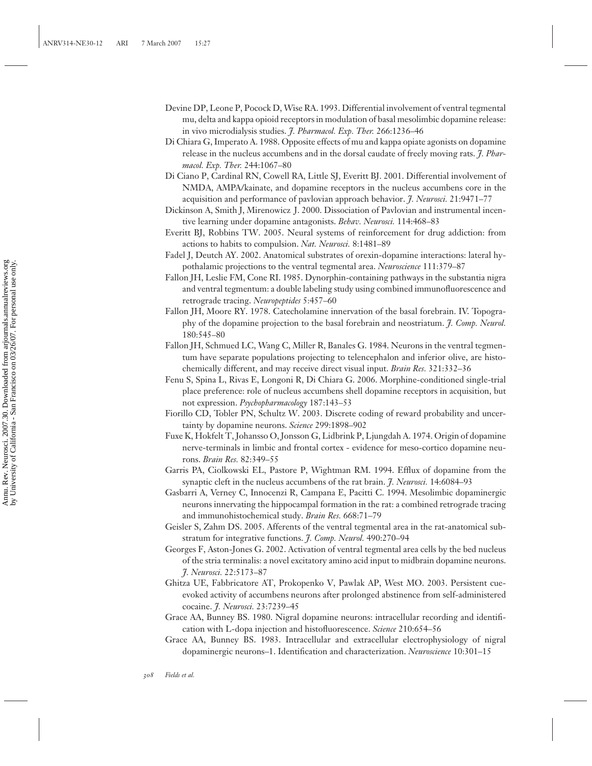Devine DP, Leone P, Pocock D, Wise RA. 1993. Differential involvement of ventral tegmental mu, delta and kappa opioid receptors in modulation of basal mesolimbic dopamine release: in vivo microdialysis studies. *J. Pharmacol. Exp. Ther.* 266:1236–46

Di Chiara G, Imperato A. 1988. Opposite effects of mu and kappa opiate agonists on dopamine release in the nucleus accumbens and in the dorsal caudate of freely moving rats. *J. Pharmacol. Exp. Ther.* 244:1067–80

Di Ciano P, Cardinal RN, Cowell RA, Little SJ, Everitt BJ. 2001. Differential involvement of NMDA, AMPA/kainate, and dopamine receptors in the nucleus accumbens core in the acquisition and performance of pavlovian approach behavior. *J. Neurosci.* 21:9471–77

Dickinson A, Smith J, Mirenowicz J. 2000. Dissociation of Pavlovian and instrumental incentive learning under dopamine antagonists. *Behav. Neurosci.* 114:468–83

Everitt BJ, Robbins TW. 2005. Neural systems of reinforcement for drug addiction: from actions to habits to compulsion. *Nat. Neurosci.* 8:1481–89

Fadel J, Deutch AY. 2002. Anatomical substrates of orexin-dopamine interactions: lateral hypothalamic projections to the ventral tegmental area. *Neuroscience* 111:379–87

Fallon JH, Leslie FM, Cone RI. 1985. Dynorphin-containing pathways in the substantia nigra and ventral tegmentum: a double labeling study using combined immunofluorescence and retrograde tracing. *Neuropeptides* 5:457–60

Fallon JH, Moore RY. 1978. Catecholamine innervation of the basal forebrain. IV. Topography of the dopamine projection to the basal forebrain and neostriatum. *J. Comp. Neurol.* 180:545–80

Fallon JH, Schmued LC, Wang C, Miller R, Banales G. 1984. Neurons in the ventral tegmentum have separate populations projecting to telencephalon and inferior olive, are histochemically different, and may receive direct visual input. *Brain Res.* 321:332–36

Fenu S, Spina L, Rivas E, Longoni R, Di Chiara G. 2006. Morphine-conditioned single-trial place preference: role of nucleus accumbens shell dopamine receptors in acquisition, but not expression. *Psychopharmacology* 187:143–53

Fiorillo CD, Tobler PN, Schultz W. 2003. Discrete coding of reward probability and uncertainty by dopamine neurons. *Science* 299:1898–902

Fuxe K, Hokfelt T, Johansso O, Jonsson G, Lidbrink P, Ljungdah A. 1974. Origin of dopamine nerve-terminals in limbic and frontal cortex - evidence for meso-cortico dopamine neurons. *Brain Res.* 82:349–55

Garris PA, Ciolkowski EL, Pastore P, Wightman RM. 1994. Efflux of dopamine from the synaptic cleft in the nucleus accumbens of the rat brain. *J. Neurosci.* 14:6084–93

Gasbarri A, Verney C, Innocenzi R, Campana E, Pacitti C. 1994. Mesolimbic dopaminergic neurons innervating the hippocampal formation in the rat: a combined retrograde tracing and immunohistochemical study. *Brain Res.* 668:71–79

Geisler S, Zahm DS. 2005. Afferents of the ventral tegmental area in the rat-anatomical substratum for integrative functions. *J. Comp. Neurol.* 490:270–94

Georges F, Aston-Jones G. 2002. Activation of ventral tegmental area cells by the bed nucleus of the stria terminalis: a novel excitatory amino acid input to midbrain dopamine neurons. *J. Neurosci.* 22:5173–87

Ghitza UE, Fabbricatore AT, Prokopenko V, Pawlak AP, West MO. 2003. Persistent cue-evoked activity of accumbens neurons after prolonged abstinence from self-administered cocaine. *J. Neurosci.* 23:7239–45

Grace AA, Bunney BS. 1980. Nigral dopamine neurons: intracellular recording and identification with L-dopa injection and histofluorescence. *Science* 210:654–56

Grace AA, Bunney BS. 1983. Intracellular and extracellular electrophysiology of nigral dopaminergic neurons–1. Identification and characterization. *Neuroscience* 10:301–15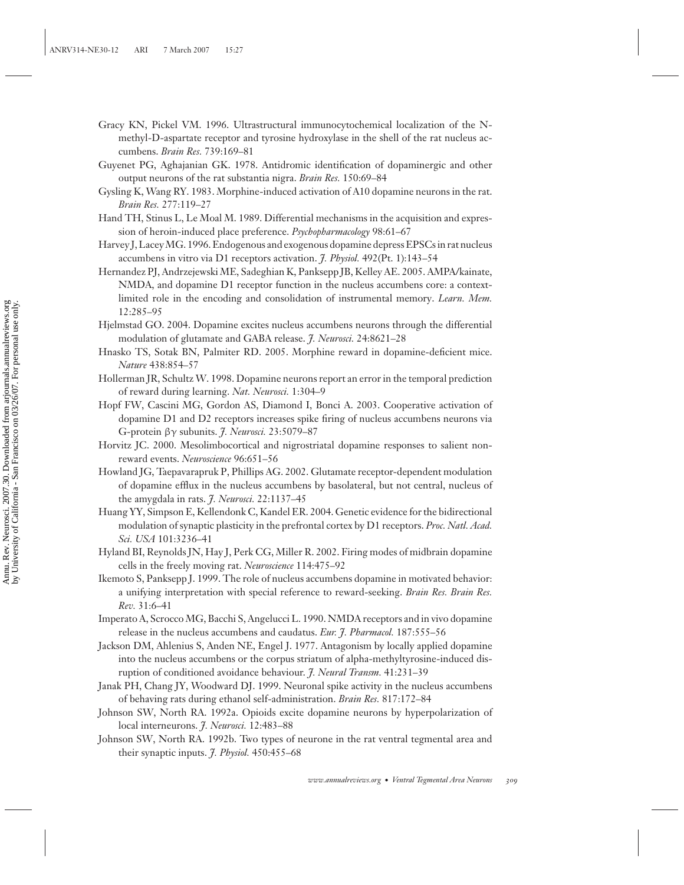Gracy KN, Pickel VM. 1996. Ultrastructural immunocytochemical localization of the N-methyl-D-aspartate receptor and tyrosine hydroxylase in the shell of the rat nucleus accumbens. *Brain Res.* 739:169–81

Guyenet PG, Aghajanian GK. 1978. Antidromic identification of dopaminergic and other output neurons of the rat substantia nigra. *Brain Res.* 150:69–84

Gysling K, Wang RY. 1983. Morphine-induced activation of A10 dopamine neurons in the rat. *Brain Res.* 277:119–27

Hand TH, Stinus L, Le Moal M. 1989. Differential mechanisms in the acquisition and expression of heroin-induced place preference. *Psychopharmacology* 98:61–67

Harvey J, Lacey MG. 1996. Endogenous and exogenous dopamine depress EPSCs in rat nucleus accumbens in vitro via D1 receptors activation. *J. Physiol.* 492(Pt. 1):143–54

Hernandez PJ, Andrzejewski ME, Sadeghian K, Panksepp JB, Kelley AE. 2005. AMPA/kainate, NMDA, and dopamine D1 receptor function in the nucleus accumbens core: a context-limited role in the encoding and consolidation of instrumental memory. *Learn. Mem.* 12:285–95

Hjelmstad GO. 2004. Dopamine excites nucleus accumbens neurons through the differential modulation of glutamate and GABA release. *J. Neurosci.* 24:8621–28

Hnasko TS, Sotak BN, Palmiter RD. 2005. Morphine reward in dopamine-deficient mice. *Nature* 438:854–57

Hollerman JR, Schultz W. 1998. Dopamine neurons report an error in the temporal prediction of reward during learning. *Nat. Neurosci.* 1:304–9

Hopf FW, Cascini MG, Gordon AS, Diamond I, Bonci A. 2003. Cooperative activation of dopamine D1 and D2 receptors increases spike firing of nucleus accumbens neurons via G-protein $\beta\gamma$ subunits. *J. Neurosci.* 23:5079–87

Horvitz JC. 2000. Mesolimbocortical and nigrostriatal dopamine responses to salient non-reward events. *Neuroscience* 96:651–56

Howland JG, Taepavarapruk P, Phillips AG. 2002. Glutamate receptor-dependent modulation of dopamine efflux in the nucleus accumbens by basolateral, but not central, nucleus of the amygdala in rats. *J. Neurosci.* 22:1137–45

Huang YY, Simpson E, Kellendonk C, Kandel ER. 2004. Genetic evidence for the bidirectional modulation of synaptic plasticity in the prefrontal cortex by D1 receptors. *Proc. Natl. Acad. Sci. USA* 101:3236–41

Hyland BI, Reynolds JN, Hay J, Perk CG, Miller R. 2002. Firing modes of midbrain dopamine cells in the freely moving rat. *Neuroscience* 114:475–92

Ikemoto S, Panksepp J. 1999. The role of nucleus accumbens dopamine in motivated behavior: a unifying interpretation with special reference to reward-seeking. *Brain Res. Brain Res. Rev.* 31:6–41

Imperato A, Scrocco MG, Bacchi S, Angelucci L. 1990. NMDA receptors and in vivo dopamine release in the nucleus accumbens and caudatus. *Eur. J. Pharmacol.* 187:555–56

Jackson DM, Ahlenius S, Anden NE, Engel J. 1977. Antagonism by locally applied dopamine into the nucleus accumbens or the corpus striatum of alpha-methyltyrosine-induced disruption of conditioned avoidance behaviour. *J. Neural Transm.* 41:231–39

Janak PH, Chang JY, Woodward DJ. 1999. Neuronal spike activity in the nucleus accumbens of behaving rats during ethanol self-administration. *Brain Res.* 817:172–84

Johnson SW, North RA. 1992a. Opioids excite dopamine neurons by hyperpolarization of local interneurons. *J. Neurosci.* 12:483–88

Johnson SW, North RA. 1992b. Two types of neurone in the rat ventral tegmental area and their synaptic inputs. *J. Physiol.* 450:455–68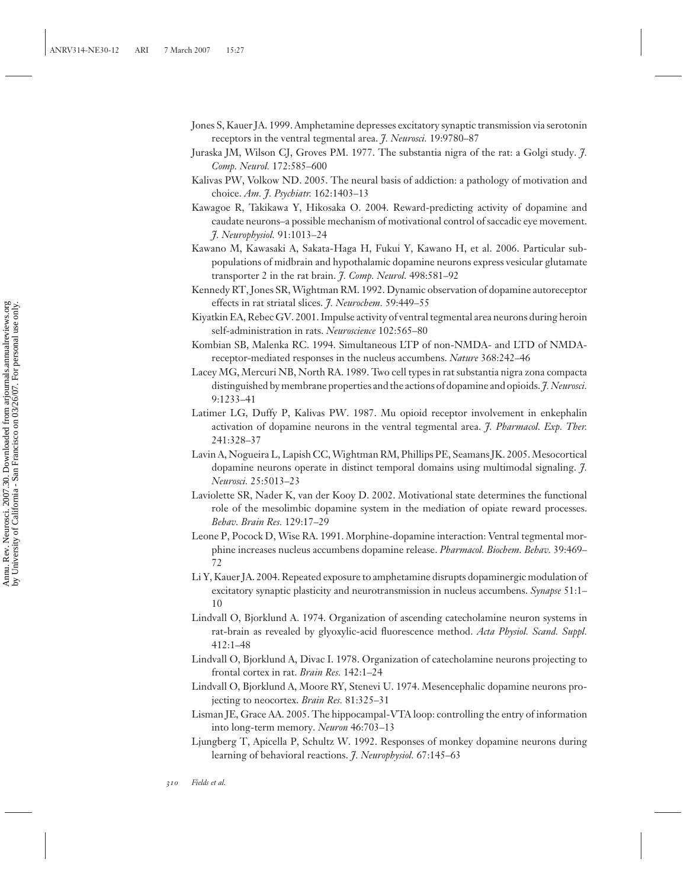Jones S, Kauer JA. 1999. Amphetamine depresses excitatory synaptic transmission via serotonin receptors in the ventral tegmental area. *J. Neurosci.* 19:9780–87

Juraska JM, Wilson CJ, Groves PM. 1977. The substantia nigra of the rat: a Golgi study. *J. Comp. Neurol.* 172:585–600

Kalivas PW, Volkow ND. 2005. The neural basis of addiction: a pathology of motivation and choice. *Am. J. Psychiatr.* 162:1403–13

Kawagoe R, Takikawa Y, Hikosaka O. 2004. Reward-predicting activity of dopamine and caudate neurons–a possible mechanism of motivational control of saccadic eye movement. *J. Neurophysiol.* 91:1013–24

Kawano M, Kawasaki A, Sakata-Haga H, Fukui Y, Kawano H, et al. 2006. Particular subpopulations of midbrain and hypothalamic dopamine neurons express vesicular glutamate transporter 2 in the rat brain. *J. Comp. Neurol.* 498:581–92

Kennedy RT, Jones SR, Wightman RM. 1992. Dynamic observation of dopamine autoreceptor effects in rat striatal slices. *J. Neurochem.* 59:449–55

Kiyatkin EA, Rebec GV. 2001. Impulse activity of ventral tegmental area neurons during heroin self-administration in rats. *Neuroscience* 102:565–80

Kombian SB, Malenka RC. 1994. Simultaneous LTP of non-NMDA- and LTD of NMDA-receptor-mediated responses in the nucleus accumbens. *Nature* 368:242–46

Lacey MG, Mercuri NB, North RA. 1989. Two cell types in rat substantia nigra zona compacta distinguished by membrane properties and the actions of dopamine and opioids. *J. Neurosci.* 9:1233–41

Latimer LG, Duffy P, Kalivas PW. 1987. Mu opioid receptor involvement in enkephalin activation of dopamine neurons in the ventral tegmental area. *J. Pharmacol. Exp. Ther.* 241:328–37

Lavin A, Nogueira L, Lapish CC, Wightman RM, Phillips PE, Seamans JK. 2005. Mesocortical dopamine neurons operate in distinct temporal domains using multimodal signaling. *J. Neurosci.* 25:5013–23

Laviolette SR, Nader K, van der Kooy D. 2002. Motivational state determines the functional role of the mesolimbic dopamine system in the mediation of opiate reward processes. *Behav. Brain Res.* 129:17–29

Leone P, Pocock D, Wise RA. 1991. Morphine-dopamine interaction: Ventral tegmental morphine increases nucleus accumbens dopamine release. *Pharmacol. Biochem. Behav.* 39:469–72

Li Y, Kauer JA. 2004. Repeated exposure to amphetamine disrupts dopaminergic modulation of excitatory synaptic plasticity and neurotransmission in nucleus accumbens. *Synapse* 51:1–10

Lindvall O, Bjorklund A. 1974. Organization of ascending catecholamine neuron systems in rat-brain as revealed by glyoxylic-acid fluorescence method. *Acta Physiol. Scand. Suppl.* 412:1–48

Lindvall O, Bjorklund A, Divac I. 1978. Organization of catecholamine neurons projecting to frontal cortex in rat. *Brain Res.* 142:1–24

Lindvall O, Bjorklund A, Moore RY, Stenevi U. 1974. Mesencephalic dopamine neurons projecting to neocortex. *Brain Res.* 81:325–31

Lisman JE, Grace AA. 2005. The hippocampal-VTA loop: controlling the entry of information into long-term memory. *Neuron* 46:703–13

Ljungberg T, Apicella P, Schultz W. 1992. Responses of monkey dopamine neurons during learning of behavioral reactions. *J. Neurophysiol.* 67:145–63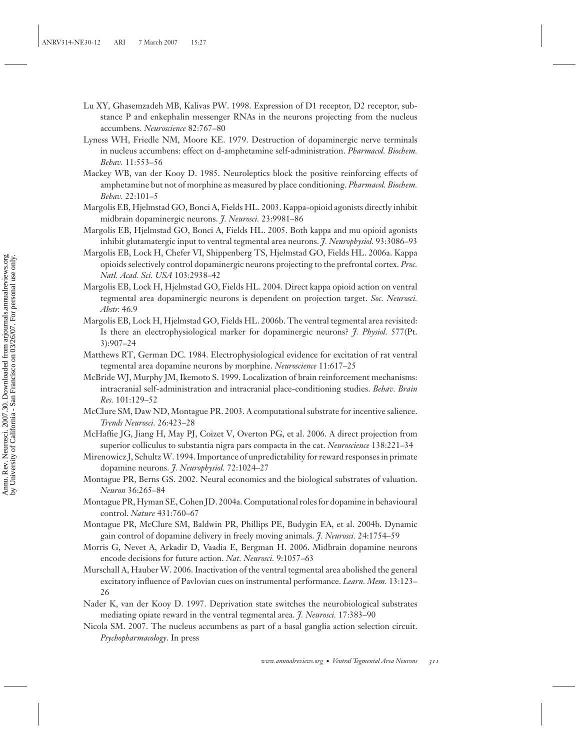Lu XY, Ghasemzadeh MB, Kalivas PW. 1998. Expression of D1 receptor, D2 receptor, substance P and enkephalin messenger RNAs in the neurons projecting from the nucleus accumbens. *Neuroscience* 82:767–80

Lyness WH, Friedle NM, Moore KE. 1979. Destruction of dopaminergic nerve terminals in nucleus accumbens: effect on d-amphetamine self-administration. *Pharmacol. Biochem. Behav.* 11:553–56

Mackey WB, van der Kooy D. 1985. Neuroleptics block the positive reinforcing effects of amphetamine but not of morphine as measured by place conditioning. *Pharmacol. Biochem. Behav.* 22:101–5

Margolis EB, Hjelmstad GO, Bonci A, Fields HL. 2003. Kappa-opioid agonists directly inhibit midbrain dopaminergic neurons. *J. Neurosci.* 23:9981–86

Margolis EB, Hjelmstad GO, Bonci A, Fields HL. 2005. Both kappa and mu opioid agonists inhibit glutamatergic input to ventral tegmental area neurons. *J. Neurophysiol.* 93:3086–93

Margolis EB, Lock H, Chefer VI, Shippenberg TS, Hjelmstad GO, Fields HL. 2006a. Kappa opioids selectively control dopaminergic neurons projecting to the prefrontal cortex. *Proc. Natl. Acad. Sci. USA* 103:2938–42

Margolis EB, Lock H, Hjelmstad GO, Fields HL. 2004. Direct kappa opioid action on ventral tegmental area dopaminergic neurons is dependent on projection target. *Soc. Neurosci. Abstr.* 46.9

Margolis EB, Lock H, Hjelmstad GO, Fields HL. 2006b. The ventral tegmental area revisited: Is there an electrophysiological marker for dopaminergic neurons? *J. Physiol.* 577(Pt. 3):907–24

Matthews RT, German DC. 1984. Electrophysiological evidence for excitation of rat ventral tegmental area dopamine neurons by morphine. *Neuroscience* 11:617–25

McBride WJ, Murphy JM, Ikemoto S. 1999. Localization of brain reinforcement mechanisms: intracranial self-administration and intracranial place-conditioning studies. *Behav. Brain Res.* 101:129–52

McClure SM, Daw ND, Montague PR. 2003. A computational substrate for incentive salience. *Trends Neurosci.* 26:423–28

McHaffie JG, Jiang H, May PJ, Coizet V, Overton PG, et al. 2006. A direct projection from superior colliculus to substantia nigra pars compacta in the cat. *Neuroscience* 138:221–34

Mirenowicz J, Schultz W. 1994. Importance of unpredictability for reward responses in primate dopamine neurons. *J. Neurophysiol.* 72:1024–27

Montague PR, Berns GS. 2002. Neural economics and the biological substrates of valuation. *Neuron* 36:265–84

Montague PR, Hyman SE, Cohen JD. 2004a. Computational roles for dopamine in behavioural control. *Nature* 431:760–67

Montague PR, McClure SM, Baldwin PR, Phillips PE, Budygin EA, et al. 2004b. Dynamic gain control of dopamine delivery in freely moving animals. *J. Neurosci.* 24:1754–59

Morris G, Nevet A, Arkadir D, Vaadia E, Bergman H. 2006. Midbrain dopamine neurons encode decisions for future action. *Nat. Neurosci.* 9:1057–63

Murschall A, Hauber W. 2006. Inactivation of the ventral tegmental area abolished the general excitatory influence of Pavlovian cues on instrumental performance. *Learn. Mem.* 13:123–26

Nader K, van der Kooy D. 1997. Deprivation state switches the neurobiological substrates mediating opiate reward in the ventral tegmental area. *J. Neurosci.* 17:383–90

Nicola SM. 2007. The nucleus accumbens as part of a basal ganglia action selection circuit. *Psychopharmacology*. In press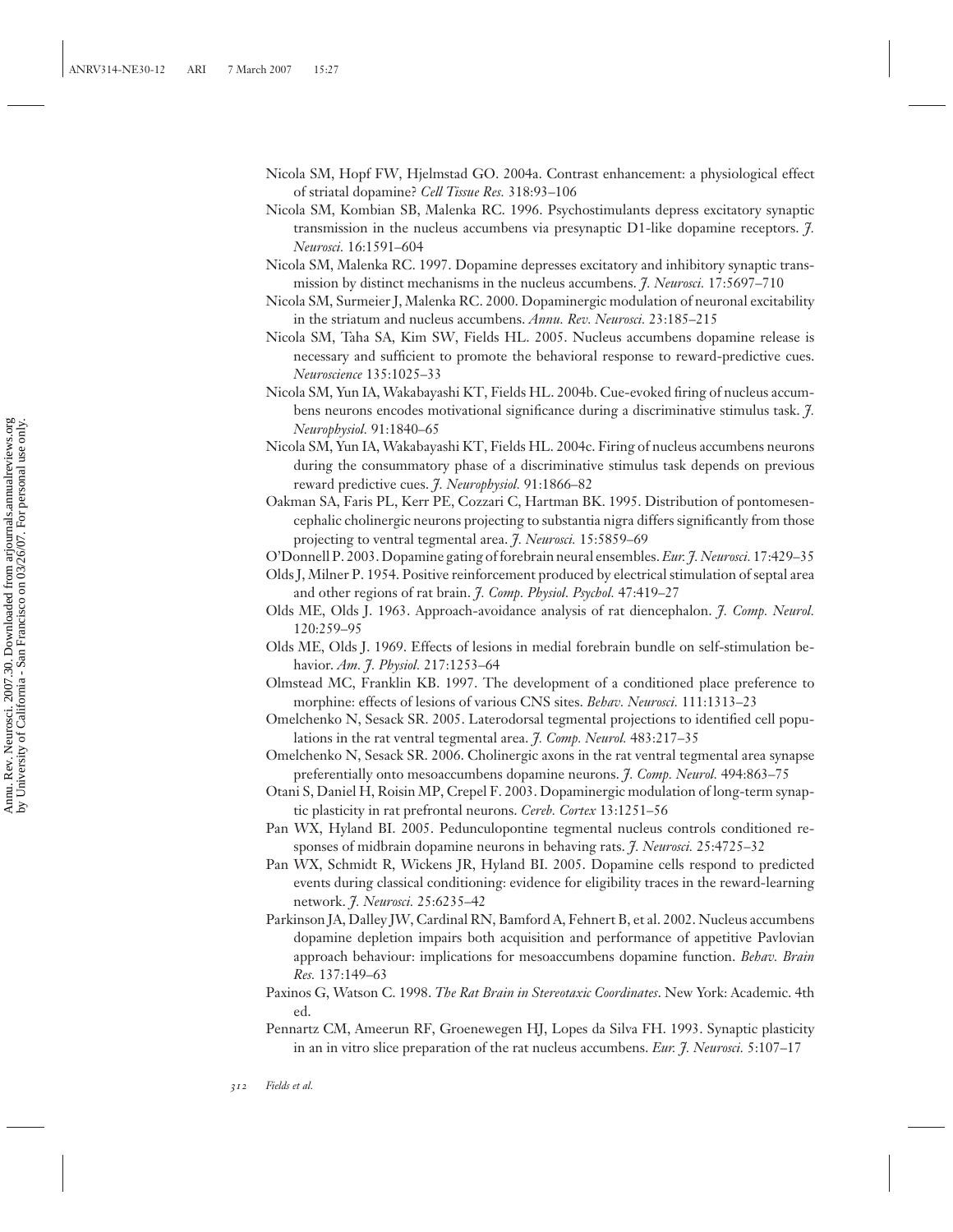Nicola SM, Hopf FW, Hjelmstad GO. 2004a. Contrast enhancement: a physiological effect of striatal dopamine? *Cell Tissue Res.* 318:93–106

Nicola SM, Kombian SB, Malenka RC. 1996. Psychostimulants depress excitatory synaptic transmission in the nucleus accumbens via presynaptic D1-like dopamine receptors. *J. Neurosci.* 16:1591–604

Nicola SM, Malenka RC. 1997. Dopamine depresses excitatory and inhibitory synaptic transmission by distinct mechanisms in the nucleus accumbens. *J. Neurosci.* 17:5697–710

Nicola SM, Surmeier J, Malenka RC. 2000. Dopaminergic modulation of neuronal excitability in the striatum and nucleus accumbens. *Annu. Rev. Neurosci.* 23:185–215

Nicola SM, Taha SA, Kim SW, Fields HL. 2005. Nucleus accumbens dopamine release is necessary and sufficient to promote the behavioral response to reward-predictive cues. *Neuroscience* 135:1025–33

Nicola SM, Yun IA, Wakabayashi KT, Fields HL. 2004b. Cue-evoked firing of nucleus accumbens neurons encodes motivational significance during a discriminative stimulus task. *J. Neurophysiol.* 91:1840–65

Nicola SM, Yun IA, Wakabayashi KT, Fields HL. 2004c. Firing of nucleus accumbens neurons during the consummatory phase of a discriminative stimulus task depends on previous reward predictive cues. *J. Neurophysiol.* 91:1866–82

Oakman SA, Faris PL, Kerr PE, Cozzari C, Hartman BK. 1995. Distribution of pontomesencephalic cholinergic neurons projecting to substantia nigra differs significantly from those projecting to ventral tegmental area. *J. Neurosci.* 15:5859–69

O'Donnell P. 2003. Dopamine gating of forebrain neural ensembles. *Eur. J. Neurosci.* 17:429–35

Olds J, Milner P. 1954. Positive reinforcement produced by electrical stimulation of septal area and other regions of rat brain. *J. Comp. Physiol. Psychol.* 47:419–27

Olds ME, Olds J. 1963. Approach-avoidance analysis of rat diencephalon. *J. Comp. Neurol.* 120:259–95

Olds ME, Olds J. 1969. Effects of lesions in medial forebrain bundle on self-stimulation behavior. *Am. J. Physiol.* 217:1253–64

Olmstead MC, Franklin KB. 1997. The development of a conditioned place preference to morphine: effects of lesions of various CNS sites. *Behav. Neurosci.* 111:1313–23

Omelchenko N, Sesack SR. 2005. Laterodorsal tegmental projections to identified cell populations in the rat ventral tegmental area. *J. Comp. Neurol.* 483:217–35

Omelchenko N, Sesack SR. 2006. Cholinergic axons in the rat ventral tegmental area synapse preferentially onto mesoaccumbens dopamine neurons. *J. Comp. Neurol.* 494:863–75

Otani S, Daniel H, Roisin MP, Crepel F. 2003. Dopaminergic modulation of long-term synaptic plasticity in rat prefrontal neurons. *Cereb. Cortex* 13:1251–56

Pan WX, Hyland BI. 2005. Pedunculopontine tegmental nucleus controls conditioned responses of midbrain dopamine neurons in behaving rats. *J. Neurosci.* 25:4725–32

Pan WX, Schmidt R, Wickens JR, Hyland BI. 2005. Dopamine cells respond to predicted events during classical conditioning: evidence for eligibility traces in the reward-learning network. *J. Neurosci.* 25:6235–42

Parkinson JA, Dalley JW, Cardinal RN, Bamford A, Fehnert B, et al. 2002. Nucleus accumbens dopamine depletion impairs both acquisition and performance of appetitive Pavlovian approach behaviour: implications for mesoaccumbens dopamine function. *Behav. Brain Res.* 137:149–63

Paxinos G, Watson C. 1998. *The Rat Brain in Stereotaxic Coordinates*. New York: Academic. 4th ed.

Pennartz CM, Ameerun RF, Groenewegen HJ, Lopes da Silva FH. 1993. Synaptic plasticity in an in vitro slice preparation of the rat nucleus accumbens. *Eur. J. Neurosci.* 5:107–17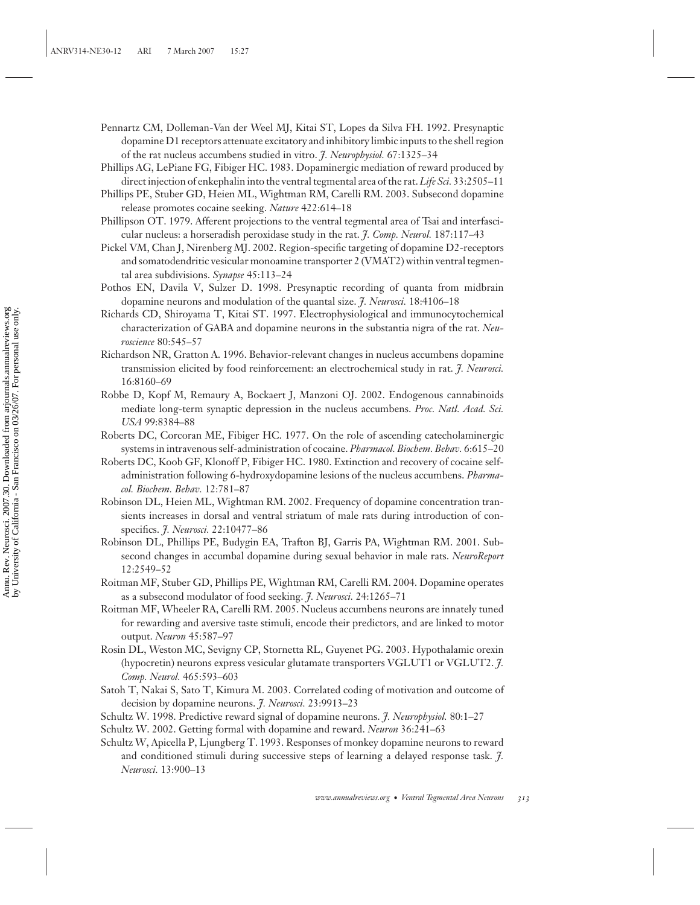Pennartz CM, Dolleman-Van der Weel MJ, Kitai ST, Lopes da Silva FH. 1992. Presynaptic dopamine D1 receptors attenuate excitatory and inhibitory limbic inputs to the shell region of the rat nucleus accumbens studied in vitro. *J. Neurophysiol.* 67:1325–34

Phillips AG, LePiane FG, Fibiger HC. 1983. Dopaminergic mediation of reward produced by direct injection of enkephalin into the ventral tegmental area of the rat. *Life Sci.* 33:2505–11

Phillips PE, Stuber GD, Heien ML, Wightman RM, Carelli RM. 2003. Subsecond dopamine release promotes cocaine seeking. *Nature* 422:614–18

Phillipson OT. 1979. Afferent projections to the ventral tegmental area of Tsai and interfascicular nucleus: a horseradish peroxidase study in the rat. *J. Comp. Neurol.* 187:117–43

Pickel VM, Chan J, Nirenberg MJ. 2002. Region-specific targeting of dopamine D2-receptors and somatodendritic vesicular monoamine transporter 2 (VMAT2) within ventral tegmental area subdivisions. *Synapse* 45:113–24

Pothos EN, Davila V, Sulzer D. 1998. Presynaptic recording of quanta from midbrain dopamine neurons and modulation of the quantal size. *J. Neurosci.* 18:4106–18

Richards CD, Shiroyama T, Kitai ST. 1997. Electrophysiological and immunocytochemical characterization of GABA and dopamine neurons in the substantia nigra of the rat. *Neuroscience* 80:545–57

Richardson NR, Gratton A. 1996. Behavior-relevant changes in nucleus accumbens dopamine transmission elicited by food reinforcement: an electrochemical study in rat. *J. Neurosci.* 16:8160–69

Robbe D, Kopf M, Remaury A, Bockaert J, Manzoni OJ. 2002. Endogenous cannabinoids mediate long-term synaptic depression in the nucleus accumbens. *Proc. Natl. Acad. Sci. USA* 99:8384–88

Roberts DC, Corcoran ME, Fibiger HC. 1977. On the role of ascending catecholaminergic systems in intravenous self-administration of cocaine. *Pharmacol. Biochem. Behav.* 6:615–20

Roberts DC, Koob GF, Klonoff P, Fibiger HC. 1980. Extinction and recovery of cocaine self-administration following 6-hydroxydopamine lesions of the nucleus accumbens. *Pharmacol. Biochem. Behav.* 12:781–87

Robinson DL, Heien ML, Wightman RM. 2002. Frequency of dopamine concentration transients increases in dorsal and ventral striatum of male rats during introduction of conspecifics. *J. Neurosci.* 22:10477–86

Robinson DL, Phillips PE, Budygin EA, Trafton BJ, Garris PA, Wightman RM. 2001. Subsecond changes in accumbal dopamine during sexual behavior in male rats. *NeuroReport* 12:2549–52

Roitman MF, Stuber GD, Phillips PE, Wightman RM, Carelli RM. 2004. Dopamine operates as a subsecond modulator of food seeking. *J. Neurosci.* 24:1265–71

Roitman MF, Wheeler RA, Carelli RM. 2005. Nucleus accumbens neurons are innately tuned for rewarding and aversive taste stimuli, encode their predictors, and are linked to motor output. *Neuron* 45:587–97

Rosin DL, Weston MC, Sevigny CP, Stornetta RL, Guyenet PG. 2003. Hypothalamic orexin (hypocretin) neurons express vesicular glutamate transporters VGLUT1 or VGLUT2. *J. Comp. Neurol.* 465:593–603

Satoh T, Nakai S, Sato T, Kimura M. 2003. Correlated coding of motivation and outcome of decision by dopamine neurons. *J. Neurosci.* 23:9913–23

Schultz W. 1998. Predictive reward signal of dopamine neurons. *J. Neurophysiol.* 80:1–27

Schultz W. 2002. Getting formal with dopamine and reward. *Neuron* 36:241–63

Schultz W, Apicella P, Ljungberg T. 1993. Responses of monkey dopamine neurons to reward and conditioned stimuli during successive steps of learning a delayed response task. *J. Neurosci.* 13:900–13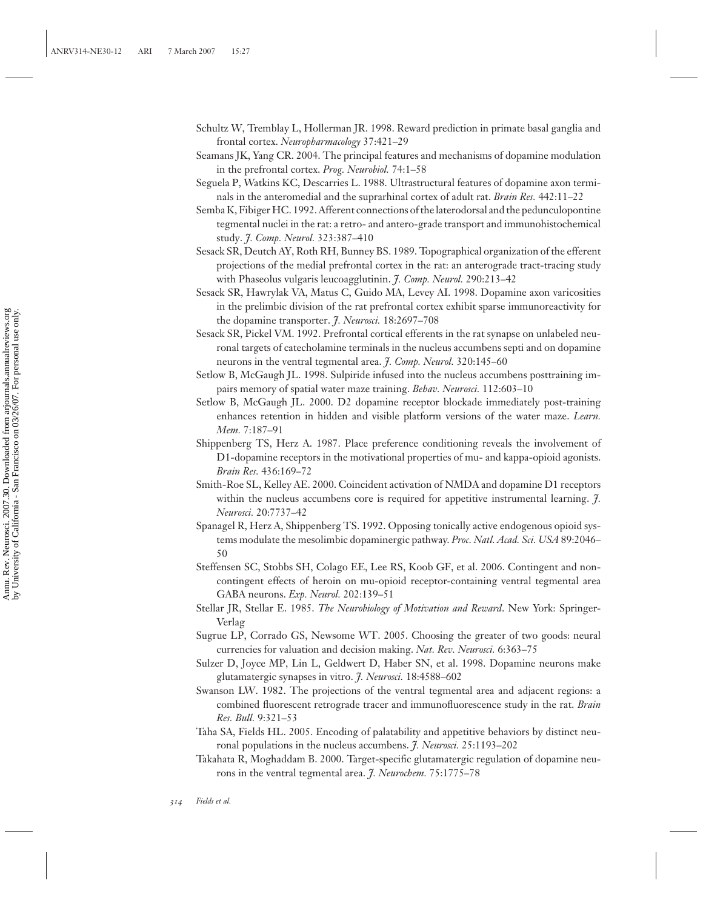Schultz W, Tremblay L, Hollerman JR. 1998. Reward prediction in primate basal ganglia and frontal cortex. *Neuropharmacology* 37:421–29

Seamans JK, Yang CR. 2004. The principal features and mechanisms of dopamine modulation in the prefrontal cortex. *Prog. Neurobiol.* 74:1–58

Seguela P, Watkins KC, Descarries L. 1988. Ultrastructural features of dopamine axon terminals in the anteromedial and the suprarhinal cortex of adult rat. *Brain Res.* 442:11–22

Semba K, Fibiger HC. 1992. Afferent connections of the laterodorsal and the pedunculopontine tegmental nuclei in the rat: a retro- and antero-grade transport and immunohistochemical study. *J. Comp. Neurol.* 323:387–410

Sesack SR, Deutch AY, Roth RH, Bunney BS. 1989. Topographical organization of the efferent projections of the medial prefrontal cortex in the rat: an anterograde tract-tracing study with Phaseolus vulgaris leucoagglutinin. *J. Comp. Neurol.* 290:213–42

Sesack SR, Hawrylak VA, Matus C, Guido MA, Levey AI. 1998. Dopamine axon varicosities in the prelimbic division of the rat prefrontal cortex exhibit sparse immunoreactivity for the dopamine transporter. *J. Neurosci.* 18:2697–708

Sesack SR, Pickel VM. 1992. Prefrontal cortical efferents in the rat synapse on unlabeled neuronal targets of catecholamine terminals in the nucleus accumbens septi and on dopamine neurons in the ventral tegmental area. *J. Comp. Neurol.* 320:145–60

Setlow B, McGaugh JL. 1998. Sulpiride infused into the nucleus accumbens posttraining impairs memory of spatial water maze training. *Behav. Neurosci.* 112:603–10

Setlow B, McGaugh JL. 2000. D2 dopamine receptor blockade immediately post-training enhances retention in hidden and visible platform versions of the water maze. *Learn. Mem.* 7:187–91

Shippenberg TS, Herz A. 1987. Place preference conditioning reveals the involvement of D1-dopamine receptors in the motivational properties of mu- and kappa-opioid agonists. *Brain Res.* 436:169–72

Smith-Roe SL, Kelley AE. 2000. Coincident activation of NMDA and dopamine D1 receptors within the nucleus accumbens core is required for appetitive instrumental learning. *J. Neurosci.* 20:7737–42

Spanagel R, Herz A, Shippenberg TS. 1992. Opposing tonically active endogenous opioid systems modulate the mesolimbic dopaminergic pathway. *Proc. Natl. Acad. Sci. USA* 89:2046–50

Steffensen SC, Stobbs SH, Colago EE, Lee RS, Koob GF, et al. 2006. Contingent and noncontingent effects of heroin on mu-opioid receptor-containing ventral tegmental area GABA neurons. *Exp. Neurol.* 202:139–51

Stellar JR, Stellar E. 1985. *The Neurobiology of Motivation and Reward*. New York: Springer-Verlag

Sugrue LP, Corrado GS, Newsome WT. 2005. Choosing the greater of two goods: neural currencies for valuation and decision making. *Nat. Rev. Neurosci.* 6:363–75

Sulzer D, Joyce MP, Lin L, Geldwert D, Haber SN, et al. 1998. Dopamine neurons make glutamatergic synapses in vitro. *J. Neurosci.* 18:4588–602

Swanson LW. 1982. The projections of the ventral tegmental area and adjacent regions: a combined fluorescent retrograde tracer and immunofluorescence study in the rat. *Brain Res. Bull.* 9:321–53

Taha SA, Fields HL. 2005. Encoding of palatability and appetitive behaviors by distinct neuronal populations in the nucleus accumbens. *J. Neurosci.* 25:1193–202

Takahata R, Moghaddam B. 2000. Target-specific glutamatergic regulation of dopamine neurons in the ventral tegmental area. *J. Neurochem.* 75:1775–78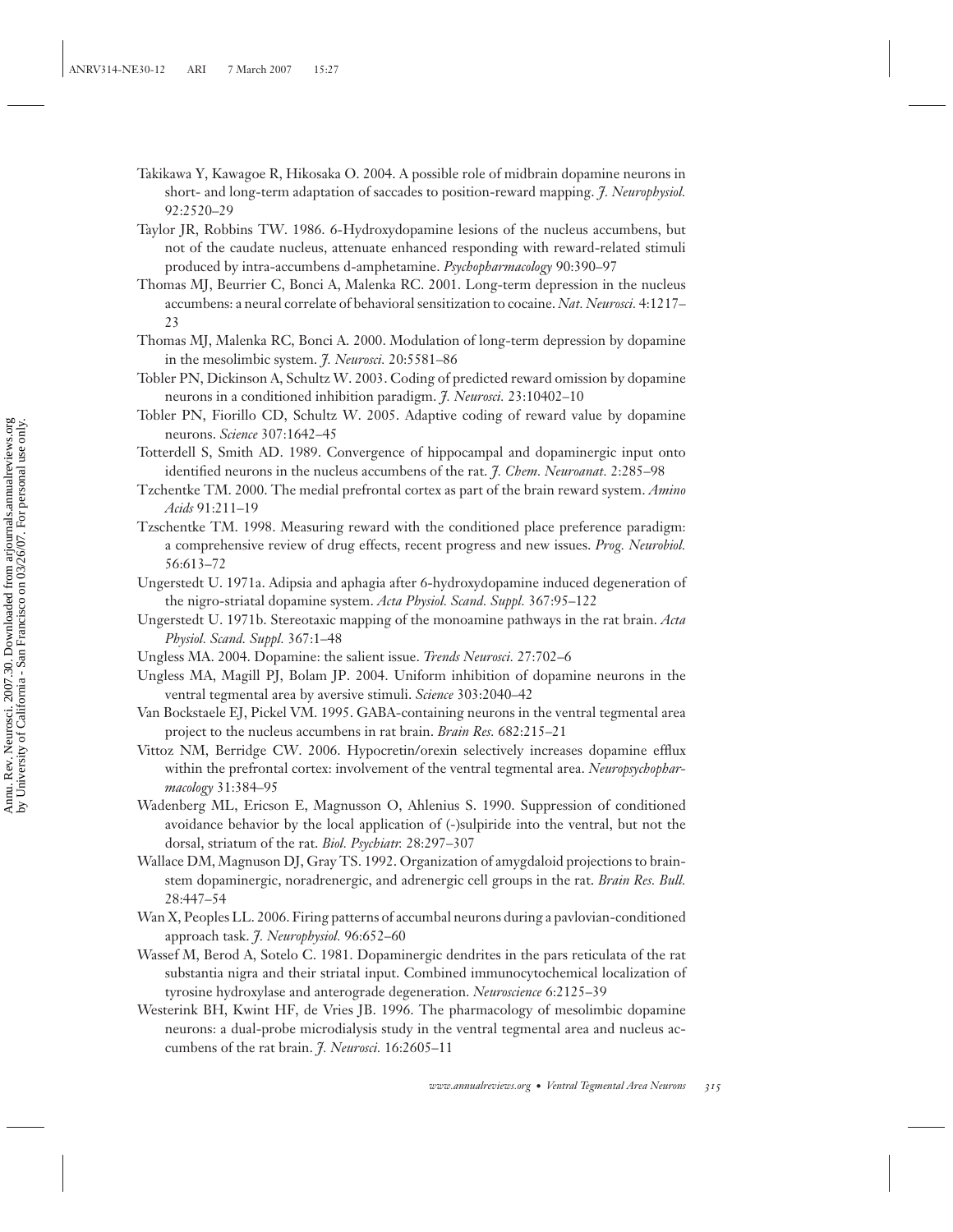Takikawa Y, Kawagoe R, Hikosaka O. 2004. A possible role of midbrain dopamine neurons in short- and long-term adaptation of saccades to position-reward mapping. *J. Neurophysiol.* 92:2520–29

Taylor JR, Robbins TW. 1986. 6-Hydroxydopamine lesions of the nucleus accumbens, but not of the caudate nucleus, attenuate enhanced responding with reward-related stimuli produced by intra-accumbens d-amphetamine. *Psychopharmacology* 90:390–97

Thomas MJ, Beurrier C, Bonci A, Malenka RC. 2001. Long-term depression in the nucleus accumbens: a neural correlate of behavioral sensitization to cocaine. *Nat. Neurosci.* 4:1217–23

Thomas MJ, Malenka RC, Bonci A. 2000. Modulation of long-term depression by dopamine in the mesolimbic system. *J. Neurosci.* 20:5581–86

Tobler PN, Dickinson A, Schultz W. 2003. Coding of predicted reward omission by dopamine neurons in a conditioned inhibition paradigm. *J. Neurosci.* 23:10402–10

Tobler PN, Fiorillo CD, Schultz W. 2005. Adaptive coding of reward value by dopamine neurons. *Science* 307:1642–45

Totterdell S, Smith AD. 1989. Convergence of hippocampal and dopaminergic input onto identified neurons in the nucleus accumbens of the rat. *J. Chem. Neuroanat.* 2:285–98

Tzchentke TM. 2000. The medial prefrontal cortex as part of the brain reward system. *Amino Acids* 91:211–19

Tzschentke TM. 1998. Measuring reward with the conditioned place preference paradigm: a comprehensive review of drug effects, recent progress and new issues. *Prog. Neurobiol.* 56:613–72

Ungerstedt U. 1971a. Adipsia and aphagia after 6-hydroxydopamine induced degeneration of the nigro-striatal dopamine system. *Acta Physiol. Scand. Suppl.* 367:95–122

Ungerstedt U. 1971b. Stereotaxic mapping of the monoamine pathways in the rat brain. *Acta Physiol. Scand. Suppl.* 367:1–48

Ungless MA. 2004. Dopamine: the salient issue. *Trends Neurosci.* 27:702–6

Ungless MA, Magill PJ, Bolam JP. 2004. Uniform inhibition of dopamine neurons in the ventral tegmental area by aversive stimuli. *Science* 303:2040–42

Van Bockstaele EJ, Pickel VM. 1995. GABA-containing neurons in the ventral tegmental area project to the nucleus accumbens in rat brain. *Brain Res.* 682:215–21

Vittoz NM, Berridge CW. 2006. Hypocretin/orexin selectively increases dopamine efflux within the prefrontal cortex: involvement of the ventral tegmental area. *Neuropsychopharmacology* 31:384–95

Wadenberg ML, Ericson E, Magnusson O, Ahlenius S. 1990. Suppression of conditioned avoidance behavior by the local application of (-)sulpiride into the ventral, but not the dorsal, striatum of the rat. *Biol. Psychiatr.* 28:297–307

Wallace DM, Magnuson DJ, Gray TS. 1992. Organization of amygdaloid projections to brainstem dopaminergic, noradrenergic, and adrenergic cell groups in the rat. *Brain Res. Bull.* 28:447–54

Wan X, Peoples LL. 2006. Firing patterns of accumbal neurons during a pavlovian-conditioned approach task. *J. Neurophysiol.* 96:652–60

Wassef M, Berod A, Sotelo C. 1981. Dopaminergic dendrites in the pars reticulata of the rat substantia nigra and their striatal input. Combined immunocytochemical localization of tyrosine hydroxylase and anterograde degeneration. *Neuroscience* 6:2125–39

Westerink BH, Kwint HF, de Vries JB. 1996. The pharmacology of mesolimbic dopamine neurons: a dual-probe microdialysis study in the ventral tegmental area and nucleus accumbens of the rat brain. *J. Neurosci.* 16:2605–11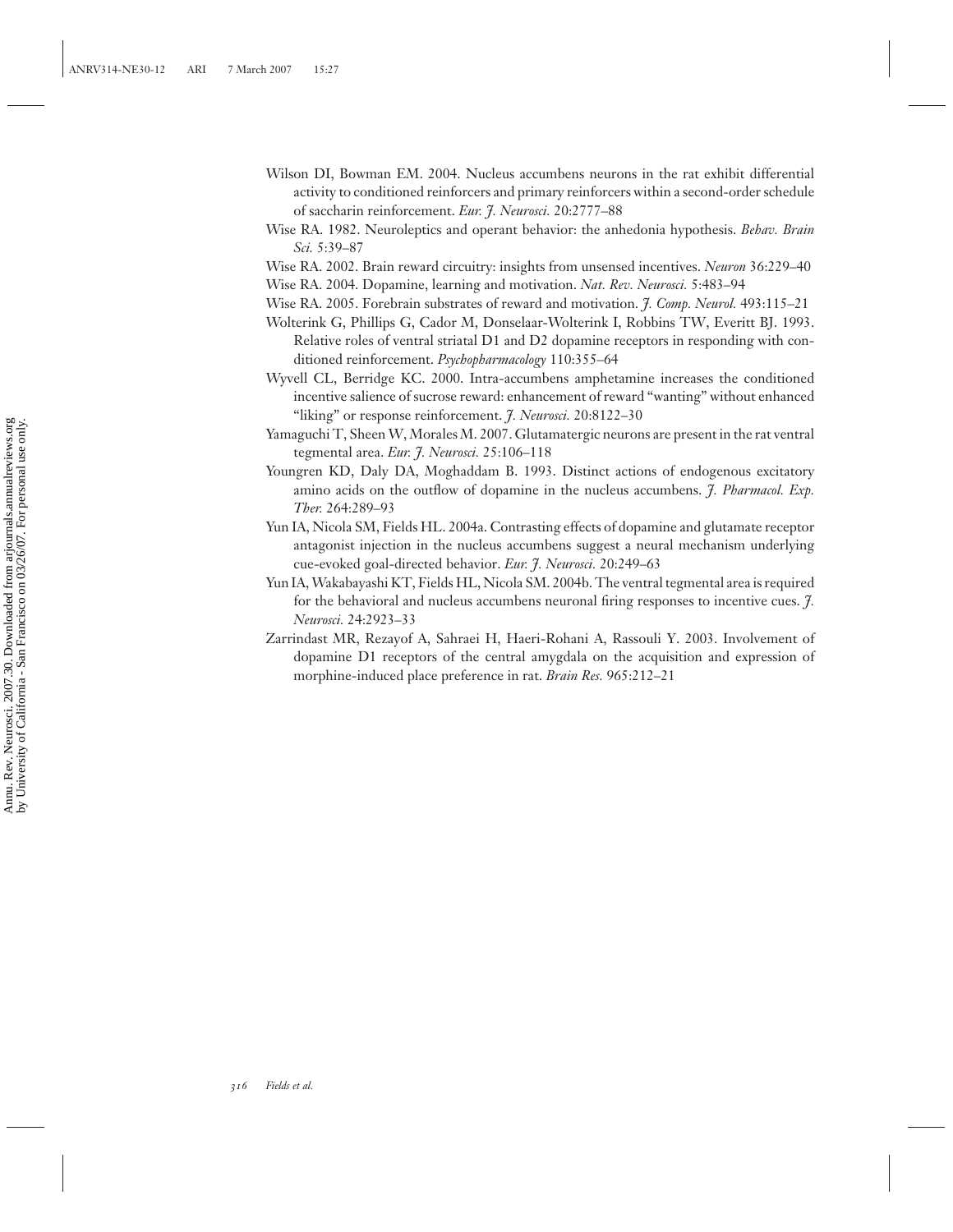Wilson DI, Bowman EM. 2004. Nucleus accumbens neurons in the rat exhibit differential activity to conditioned reinforcers and primary reinforcers within a second-order schedule of saccharin reinforcement. *Eur. J. Neurosci.* 20:2777–88

Wise RA. 1982. Neuroleptics and operant behavior: the anhedonia hypothesis. *Behav. Brain Sci.* 5:39–87

Wise RA. 2002. Brain reward circuitry: insights from unsensed incentives. *Neuron* 36:229–40

Wise RA. 2004. Dopamine, learning and motivation. *Nat. Rev. Neurosci.* 5:483–94

Wise RA. 2005. Forebrain substrates of reward and motivation. *J. Comp. Neurol.* 493:115–21

Wolterink G, Phillips G, Cador M, Donselaar-Wolterink I, Robbins TW, Everitt BJ. 1993. Relative roles of ventral striatal D1 and D2 dopamine receptors in responding with conditioned reinforcement. *Psychopharmacology* 110:355–64

Wyvell CL, Berridge KC. 2000. Intra-accumbens amphetamine increases the conditioned incentive salience of sucrose reward: enhancement of reward "wanting" without enhanced "liking" or response reinforcement. *J. Neurosci.* 20:8122–30

Yamaguchi T, Sheen W, Morales M. 2007. Glutamatergic neurons are present in the rat ventral tegmental area. *Eur. J. Neurosci.* 25:106–118

Youngren KD, Daly DA, Moghaddam B. 1993. Distinct actions of endogenous excitatory amino acids on the outflow of dopamine in the nucleus accumbens. *J. Pharmacol. Exp. Ther.* 264:289–93

Yun IA, Nicola SM, Fields HL. 2004a. Contrasting effects of dopamine and glutamate receptor antagonist injection in the nucleus accumbens suggest a neural mechanism underlying cue-evoked goal-directed behavior. *Eur. J. Neurosci.* 20:249–63

Yun IA, Wakabayashi KT, Fields HL, Nicola SM. 2004b. The ventral tegmental area is required for the behavioral and nucleus accumbens neuronal firing responses to incentive cues. *J. Neurosci.* 24:2923–33

Zarrindast MR, Rezayof A, Sahraei H, Haeri-Rohani A, Rassouli Y. 2003. Involvement of dopamine D1 receptors of the central amygdala on the acquisition and expression of morphine-induced place preference in rat. *Brain Res.* 965:212–21